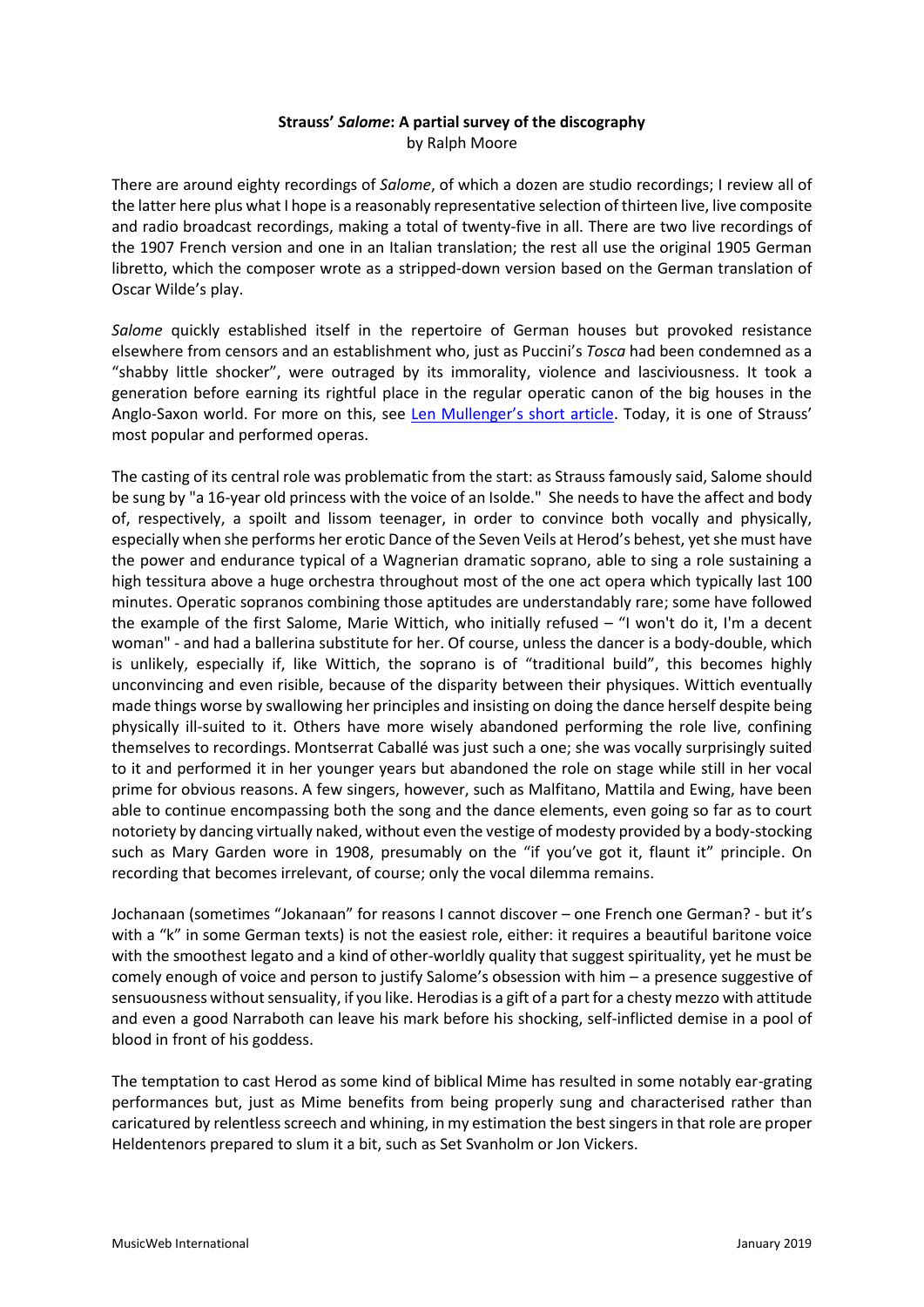**Strauss' *Salome*: A partial survey of the discography**
by Ralph Moore

There are around eighty recordings of *Salome*, of which a dozen are studio recordings; I review all of the latter here plus what I hope is a reasonably representative selection of thirteen live, live composite and radio broadcast recordings, making a total of twenty-five in all. There are two live recordings of the 1907 French version and one in an Italian translation; the rest all use the original 1905 German libretto, which the composer wrote as a stripped-down version based on the German translation of Oscar Wilde's play.

*Salome* quickly established itself in the repertoire of German houses but provoked resistance elsewhere from censors and an establishment who, just as Puccini's *Tosca* had been condemned as a "shabby little shocker", were outraged by its immorality, violence and lasciviousness. It took a generation before earning its rightful place in the regular operatic canon of the big houses in the Anglo-Saxon world. For more on this, see [Len Mullenger's short article](). Today, it is one of Strauss' most popular and performed operas.

The casting of its central role was problematic from the start: as Strauss famously said, Salome should be sung by "a 16-year old princess with the voice of an Isolde." She needs to have the affect and body of, respectively, a spoilt and lissom teenager, in order to convince both vocally and physically, especially when she performs her erotic Dance of the Seven Veils at Herod's behest, yet she must have the power and endurance typical of a Wagnerian dramatic soprano, able to sing a role sustaining a high tessitura above a huge orchestra throughout most of the one act opera which typically last 100 minutes. Operatic sopranos combining those aptitudes are understandably rare; some have followed the example of the first Salome, Marie Wittich, who initially refused – "I won't do it, I'm a decent woman" - and had a ballerina substitute for her. Of course, unless the dancer is a body-double, which is unlikely, especially if, like Wittich, the soprano is of "traditional build", this becomes highly unconvincing and even risible, because of the disparity between their physiques. Wittich eventually made things worse by swallowing her principles and insisting on doing the dance herself despite being physically ill-suited to it. Others have more wisely abandoned performing the role live, confining themselves to recordings. Montserrat Caballé was just such a one; she was vocally surprisingly suited to it and performed it in her younger years but abandoned the role on stage while still in her vocal prime for obvious reasons. A few singers, however, such as Malfitano, Mattila and Ewing, have been able to continue encompassing both the song and the dance elements, even going so far as to court notoriety by dancing virtually naked, without even the vestige of modesty provided by a body-stocking such as Mary Garden wore in 1908, presumably on the "if you've got it, flaunt it" principle. On recording that becomes irrelevant, of course; only the vocal dilemma remains.

Jochanaan (sometimes "Jokanaan" for reasons I cannot discover – one French one German? - but it's with a "k" in some German texts) is not the easiest role, either: it requires a beautiful baritone voice with the smoothest legato and a kind of other-worldly quality that suggest spirituality, yet he must be comely enough of voice and person to justify Salome's obsession with him – a presence suggestive of sensuousness without sensuality, if you like. Herodias is a gift of a part for a chesty mezzo with attitude and even a good Narraboth can leave his mark before his shocking, self-inflicted demise in a pool of blood in front of his goddess.

The temptation to cast Herod as some kind of biblical Mime has resulted in some notably ear-grating performances but, just as Mime benefits from being properly sung and characterised rather than caricatured by relentless screech and whining, in my estimation the best singers in that role are proper Heldentenors prepared to slum it a bit, such as Set Svanholm or Jon Vickers.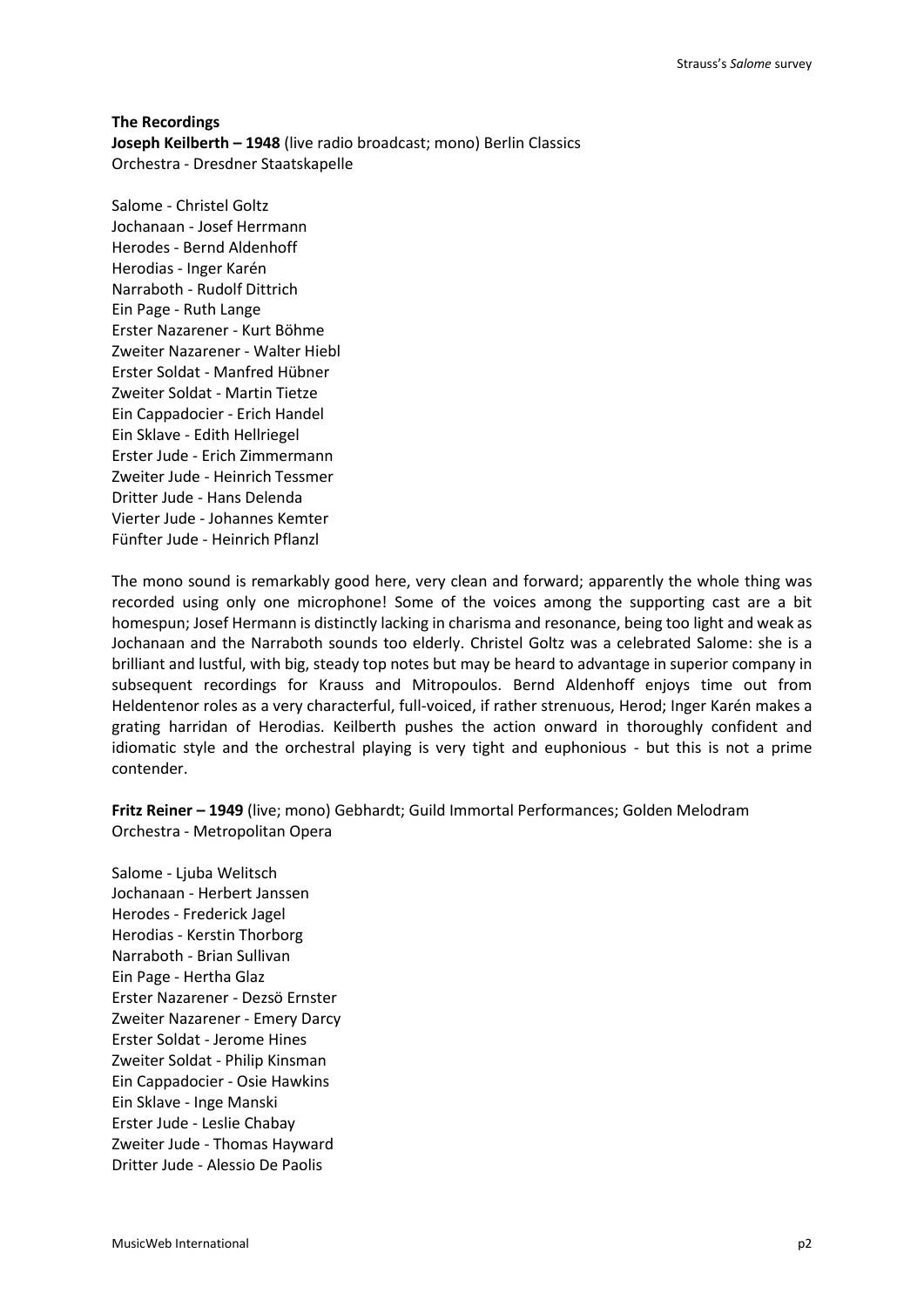**The Recordings**

**Joseph Keilberth – 1948** (live radio broadcast; mono) Berlin Classics
Orchestra - Dresdner Staatskapelle

Salome - Christel Goltz
Jochanaan - Josef Herrmann
Herodes - Bernd Aldenhoff
Herodias - Inger Karén
Narraboth - Rudolf Dittrich
Ein Page - Ruth Lange
Erster Nazarener - Kurt Böhme
Zweiter Nazarener - Walter Hiebl
Erster Soldat - Manfred Hübner
Zweiter Soldat - Martin Tietze
Ein Cappadocier - Erich Handel
Ein Sklave - Edith Hellriegel
Erster Jude - Erich Zimmermann
Zweiter Jude - Heinrich Tessmer
Dritter Jude - Hans Delenda
Vierter Jude - Johannes Kemter
Fünfter Jude - Heinrich Pflanzl

The mono sound is remarkably good here, very clean and forward; apparently the whole thing was recorded using only one microphone! Some of the voices among the supporting cast are a bit homespun; Josef Hermann is distinctly lacking in charisma and resonance, being too light and weak as Jochanaan and the Narraboth sounds too elderly. Christel Goltz was a celebrated Salome: she is a brilliant and lustful, with big, steady top notes but may be heard to advantage in superior company in subsequent recordings for Krauss and Mitropoulos. Bernd Aldenhoff enjoys time out from Heldentenor roles as a very characterful, full-voiced, if rather strenuous, Herod; Inger Karén makes a grating harridan of Herodias. Keilberth pushes the action onward in thoroughly confident and idiomatic style and the orchestral playing is very tight and euphonious - but this is not a prime contender.

**Fritz Reiner – 1949** (live; mono) Gebhardt; Guild Immortal Performances; Golden Melodram
Orchestra - Metropolitan Opera

Salome - Ljuba Welitsch
Jochanaan - Herbert Janssen
Herodes - Frederick Jagel
Herodias - Kerstin Thorborg
Narraboth - Brian Sullivan
Ein Page - Hertha Glaz
Erster Nazarener - Dezsö Ernster
Zweiter Nazarener - Emery Darcy
Erster Soldat - Jerome Hines
Zweiter Soldat - Philip Kinsman
Ein Cappadocier - Osie Hawkins
Ein Sklave - Inge Manski
Erster Jude - Leslie Chabay
Zweiter Jude - Thomas Hayward
Dritter Jude - Alessio De Paolis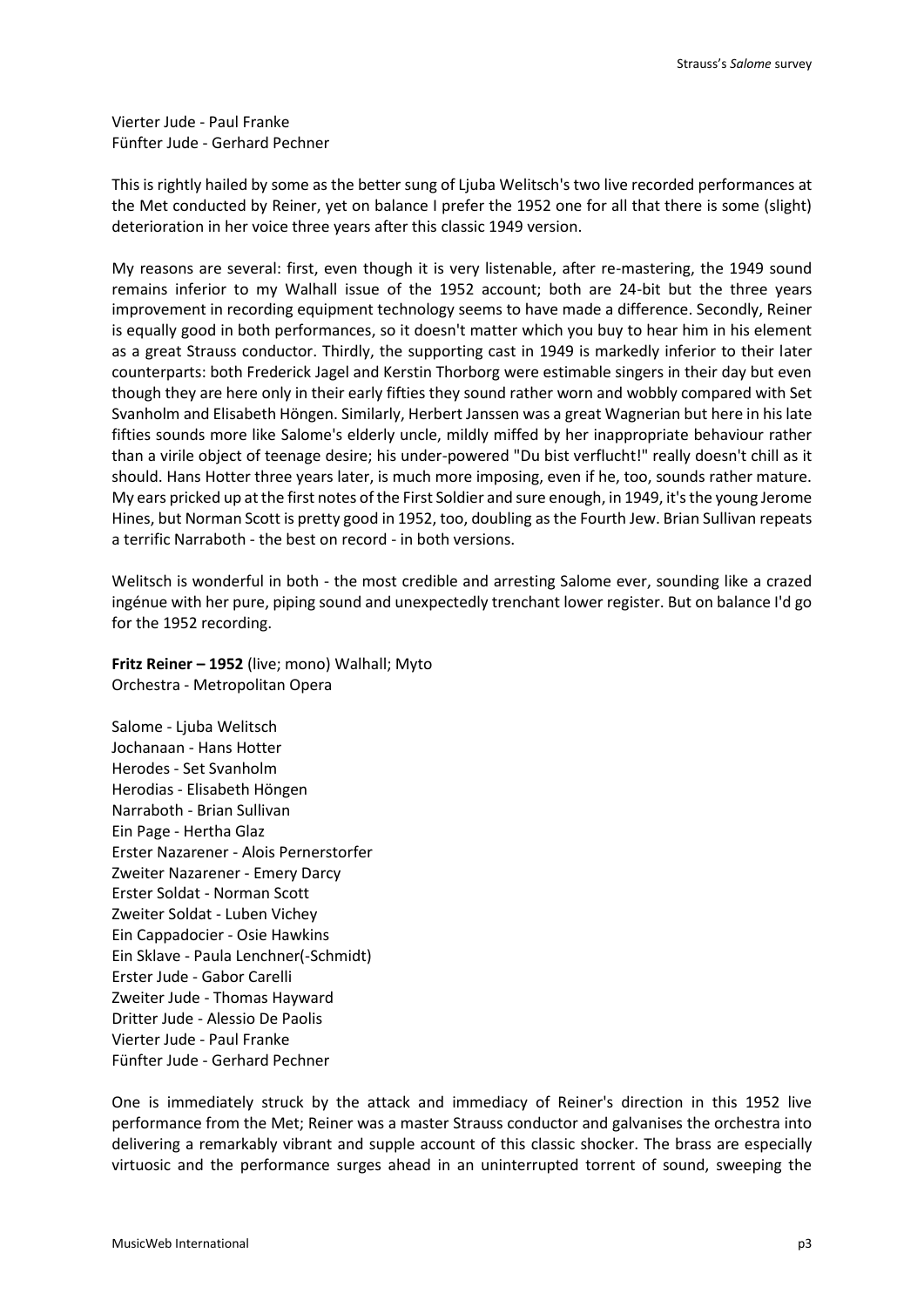Vierter Jude - Paul Franke
Fünfter Jude - Gerhard Pechner

This is rightly hailed by some as the better sung of Ljuba Welitsch's two live recorded performances at the Met conducted by Reiner, yet on balance I prefer the 1952 one for all that there is some (slight) deterioration in her voice three years after this classic 1949 version.

My reasons are several: first, even though it is very listenable, after re-mastering, the 1949 sound remains inferior to my Walhall issue of the 1952 account; both are 24-bit but the three years improvement in recording equipment technology seems to have made a difference. Secondly, Reiner is equally good in both performances, so it doesn't matter which you buy to hear him in his element as a great Strauss conductor. Thirdly, the supporting cast in 1949 is markedly inferior to their later counterparts: both Frederick Jagel and Kerstin Thorborg were estimable singers in their day but even though they are here only in their early fifties they sound rather worn and wobbly compared with Set Svanholm and Elisabeth Höngen. Similarly, Herbert Janssen was a great Wagnerian but here in his late fifties sounds more like Salome's elderly uncle, mildly miffed by her inappropriate behaviour rather than a virile object of teenage desire; his under-powered "Du bist verflucht!" really doesn't chill as it should. Hans Hotter three years later, is much more imposing, even if he, too, sounds rather mature. My ears pricked up at the first notes of the First Soldier and sure enough, in 1949, it's the young Jerome Hines, but Norman Scott is pretty good in 1952, too, doubling as the Fourth Jew. Brian Sullivan repeats a terrific Narraboth - the best on record - in both versions.

Welitsch is wonderful in both - the most credible and arresting Salome ever, sounding like a crazed ingénue with her pure, piping sound and unexpectedly trenchant lower register. But on balance I'd go for the 1952 recording.

**Fritz Reiner – 1952** (live; mono) Walhall; Myto
Orchestra - Metropolitan Opera

Salome - Ljuba Welitsch
Jochanaan - Hans Hotter
Herodes - Set Svanholm
Herodias - Elisabeth Höngen
Narraboth - Brian Sullivan
Ein Page - Hertha Glaz
Erster Nazarener - Alois Pernerstorfer
Zweiter Nazarener - Emery Darcy
Erster Soldat - Norman Scott
Zweiter Soldat - Luben Vichey
Ein Cappadocier - Osie Hawkins
Ein Sklave - Paula Lenchner(-Schmidt)
Erster Jude - Gabor Carelli
Zweiter Jude - Thomas Hayward
Dritter Jude - Alessio De Paolis
Vierter Jude - Paul Franke
Fünfter Jude - Gerhard Pechner

One is immediately struck by the attack and immediacy of Reiner's direction in this 1952 live performance from the Met; Reiner was a master Strauss conductor and galvanises the orchestra into delivering a remarkably vibrant and supple account of this classic shocker. The brass are especially virtuosic and the performance surges ahead in an uninterrupted torrent of sound, sweeping the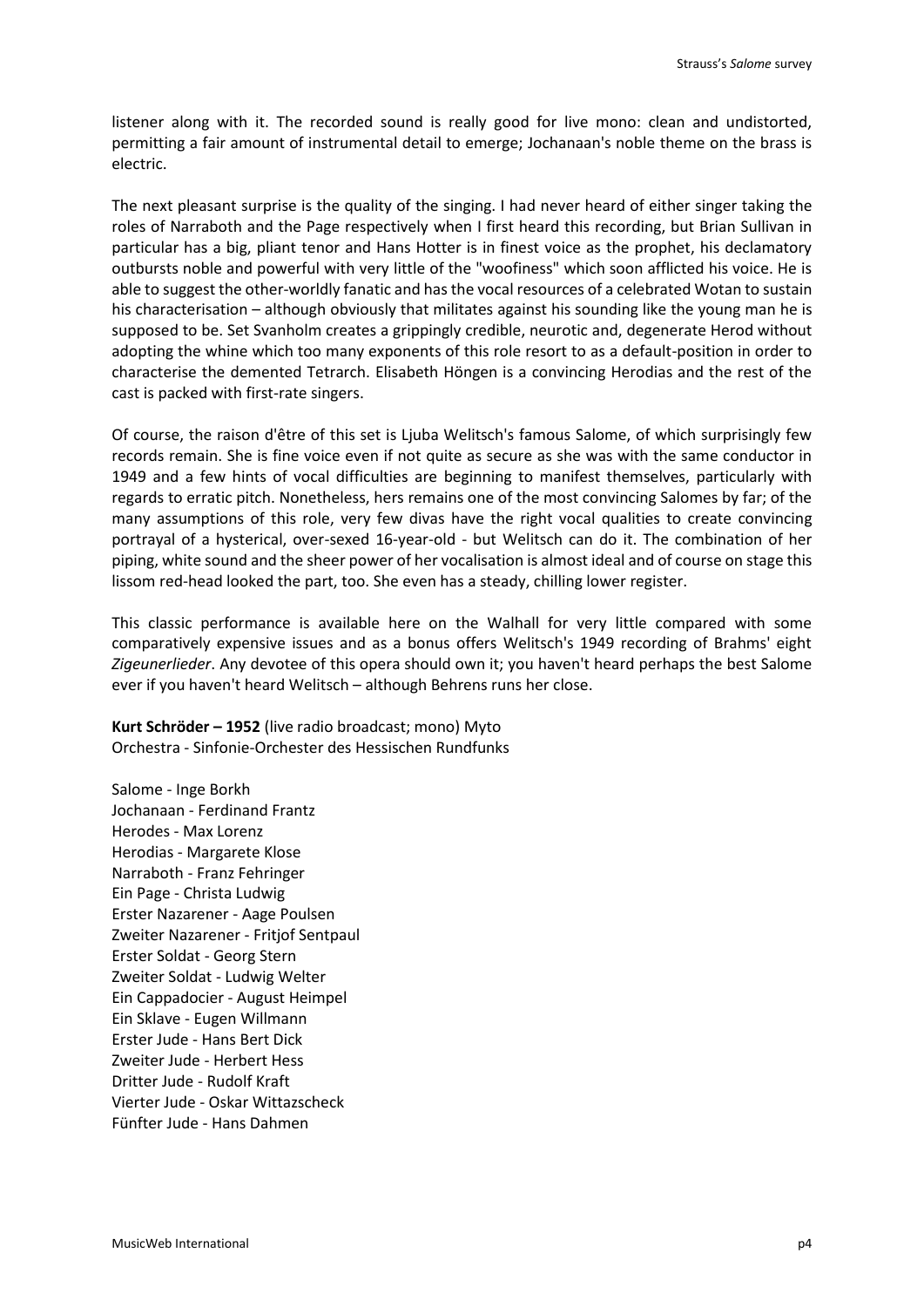listener along with it. The recorded sound is really good for live mono: clean and undistorted, permitting a fair amount of instrumental detail to emerge; Jochanaan's noble theme on the brass is electric.

The next pleasant surprise is the quality of the singing. I had never heard of either singer taking the roles of Narraboth and the Page respectively when I first heard this recording, but Brian Sullivan in particular has a big, pliant tenor and Hans Hotter is in finest voice as the prophet, his declamatory outbursts noble and powerful with very little of the "woofiness" which soon afflicted his voice. He is able to suggest the other-worldly fanatic and has the vocal resources of a celebrated Wotan to sustain his characterisation – although obviously that militates against his sounding like the young man he is supposed to be. Set Svanholm creates a grippingly credible, neurotic and, degenerate Herod without adopting the whine which too many exponents of this role resort to as a default-position in order to characterise the demented Tetrarch. Elisabeth Höngen is a convincing Herodias and the rest of the cast is packed with first-rate singers.

Of course, the raison d'être of this set is Ljuba Welitsch's famous Salome, of which surprisingly few records remain. She is fine voice even if not quite as secure as she was with the same conductor in 1949 and a few hints of vocal difficulties are beginning to manifest themselves, particularly with regards to erratic pitch. Nonetheless, hers remains one of the most convincing Salomes by far; of the many assumptions of this role, very few divas have the right vocal qualities to create convincing portrayal of a hysterical, over-sexed 16-year-old - but Welitsch can do it. The combination of her piping, white sound and the sheer power of her vocalisation is almost ideal and of course on stage this lissom red-head looked the part, too. She even has a steady, chilling lower register.

This classic performance is available here on the Walhall for very little compared with some comparatively expensive issues and as a bonus offers Welitsch's 1949 recording of Brahms' eight *Zigeunerlieder*. Any devotee of this opera should own it; you haven't heard perhaps the best Salome ever if you haven't heard Welitsch – although Behrens runs her close.

**Kurt Schröder – 1952** (live radio broadcast; mono) Myto
Orchestra - Sinfonie-Orchester des Hessischen Rundfunks

Salome - Inge Borkh
Jochanaan - Ferdinand Frantz
Herodes - Max Lorenz
Herodias - Margarete Klose
Narraboth - Franz Fehringer
Ein Page - Christa Ludwig
Erster Nazarener - Aage Poulsen
Zweiter Nazarener - Fritjof Sentpaul
Erster Soldat - Georg Stern
Zweiter Soldat - Ludwig Welter
Ein Cappadocier - August Heimpel
Ein Sklave - Eugen Willmann
Erster Jude - Hans Bert Dick
Zweiter Jude - Herbert Hess
Dritter Jude - Rudolf Kraft
Vierter Jude - Oskar Wittazscheck
Fünfter Jude - Hans Dahmen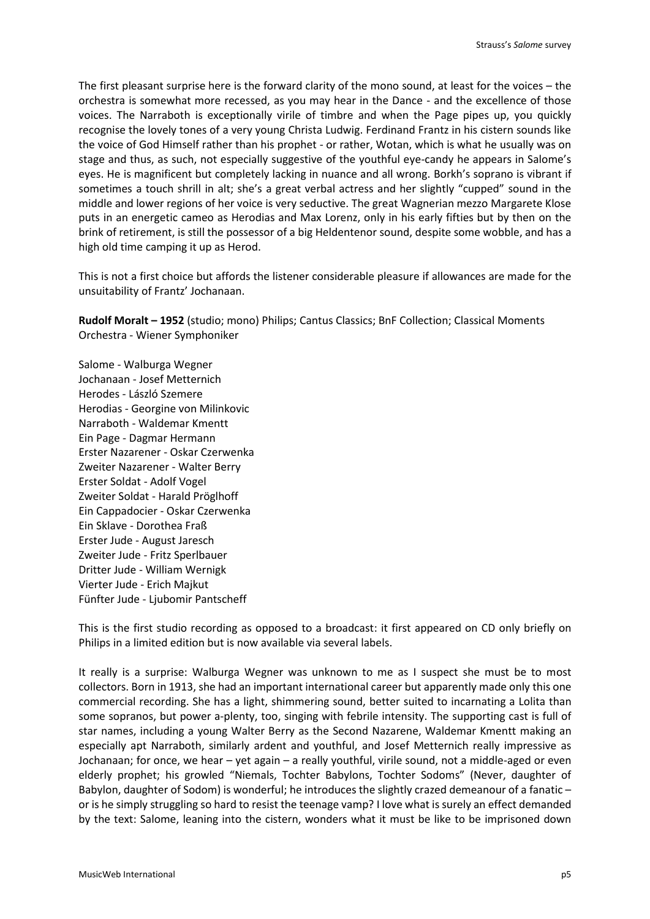The first pleasant surprise here is the forward clarity of the mono sound, at least for the voices – the orchestra is somewhat more recessed, as you may hear in the Dance - and the excellence of those voices. The Narraboth is exceptionally virile of timbre and when the Page pipes up, you quickly recognise the lovely tones of a very young Christa Ludwig. Ferdinand Frantz in his cistern sounds like the voice of God Himself rather than his prophet - or rather, Wotan, which is what he usually was on stage and thus, as such, not especially suggestive of the youthful eye-candy he appears in Salome's eyes. He is magnificent but completely lacking in nuance and all wrong. Borkh's soprano is vibrant if sometimes a touch shrill in alt; she's a great verbal actress and her slightly "cupped" sound in the middle and lower regions of her voice is very seductive. The great Wagnerian mezzo Margarete Klose puts in an energetic cameo as Herodias and Max Lorenz, only in his early fifties but by then on the brink of retirement, is still the possessor of a big Heldentenor sound, despite some wobble, and has a high old time camping it up as Herod.

This is not a first choice but affords the listener considerable pleasure if allowances are made for the unsuitability of Frantz' Jochanaan.

**Rudolf Moralt – 1952** (studio; mono) Philips; Cantus Classics; BnF Collection; Classical Moments
Orchestra - Wiener Symphoniker

Salome - Walburga Wegner
Jochanaan - Josef Metternich
Herodes - László Szemere
Herodias - Georgine von Milinkovic
Narraboth - Waldemar Kmentt
Ein Page - Dagmar Hermann
Erster Nazarener - Oskar Czerwenka
Zweiter Nazarener - Walter Berry
Erster Soldat - Adolf Vogel
Zweiter Soldat - Harald Pröglhoff
Ein Cappadocier - Oskar Czerwenka
Ein Sklave - Dorothea Fraß
Erster Jude - August Jaresch
Zweiter Jude - Fritz Sperlbauer
Dritter Jude - William Wernigk
Vierter Jude - Erich Majkut
Fünfter Jude - Ljubomir Pantscheff

This is the first studio recording as opposed to a broadcast: it first appeared on CD only briefly on Philips in a limited edition but is now available via several labels.

It really is a surprise: Walburga Wegner was unknown to me as I suspect she must be to most collectors. Born in 1913, she had an important international career but apparently made only this one commercial recording. She has a light, shimmering sound, better suited to incarnating a Lolita than some sopranos, but power a-plenty, too, singing with febrile intensity. The supporting cast is full of star names, including a young Walter Berry as the Second Nazarene, Waldemar Kmentt making an especially apt Narraboth, similarly ardent and youthful, and Josef Metternich really impressive as Jochanaan; for once, we hear – yet again – a really youthful, virile sound, not a middle-aged or even elderly prophet; his growled "Niemals, Tochter Babylons, Tochter Sodoms" (Never, daughter of Babylon, daughter of Sodom) is wonderful; he introduces the slightly crazed demeanour of a fanatic – or is he simply struggling so hard to resist the teenage vamp? I love what is surely an effect demanded by the text: Salome, leaning into the cistern, wonders what it must be like to be imprisoned down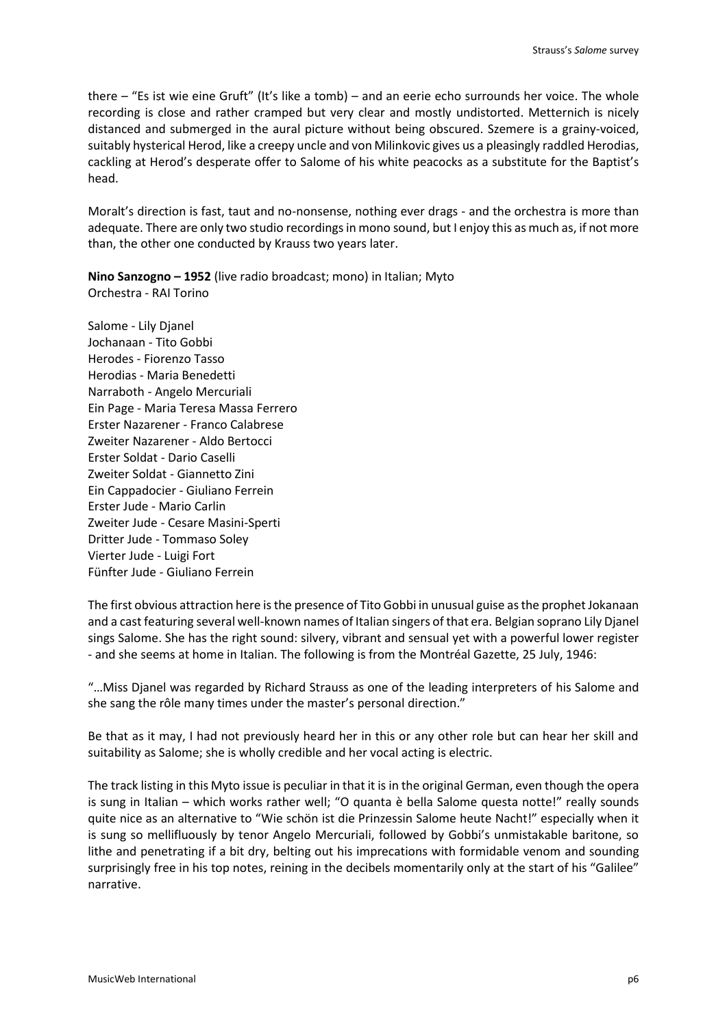there – "Es ist wie eine Gruft" (It's like a tomb) – and an eerie echo surrounds her voice. The whole recording is close and rather cramped but very clear and mostly undistorted. Metternich is nicely distanced and submerged in the aural picture without being obscured. Szemere is a grainy-voiced, suitably hysterical Herod, like a creepy uncle and von Milinkovic gives us a pleasingly raddled Herodias, cackling at Herod's desperate offer to Salome of his white peacocks as a substitute for the Baptist's head.

Moralt's direction is fast, taut and no-nonsense, nothing ever drags - and the orchestra is more than adequate. There are only two studio recordings in mono sound, but I enjoy this as much as, if not more than, the other one conducted by Krauss two years later.

**Nino Sanzogno – 1952** (live radio broadcast; mono) in Italian; Myto
Orchestra - RAI Torino

Salome - Lily Djanel
Jochanaan - Tito Gobbi
Herodes - Fiorenzo Tasso
Herodias - Maria Benedetti
Narraboth - Angelo Mercuriali
Ein Page - Maria Teresa Massa Ferrero
Erster Nazarener - Franco Calabrese
Zweiter Nazarener - Aldo Bertocci
Erster Soldat - Dario Caselli
Zweiter Soldat - Giannetto Zini
Ein Cappadocier - Giuliano Ferrein
Erster Jude - Mario Carlin
Zweiter Jude - Cesare Masini-Sperti
Dritter Jude - Tommaso Soley
Vierter Jude - Luigi Fort
Fünfter Jude - Giuliano Ferrein

The first obvious attraction here is the presence of Tito Gobbi in unusual guise as the prophet Jokanaan and a cast featuring several well-known names of Italian singers of that era. Belgian soprano Lily Djanel sings Salome. She has the right sound: silvery, vibrant and sensual yet with a powerful lower register - and she seems at home in Italian. The following is from the Montréal Gazette, 25 July, 1946:

"…Miss Djanel was regarded by Richard Strauss as one of the leading interpreters of his Salome and she sang the rôle many times under the master's personal direction."

Be that as it may, I had not previously heard her in this or any other role but can hear her skill and suitability as Salome; she is wholly credible and her vocal acting is electric.

The track listing in this Myto issue is peculiar in that it is in the original German, even though the opera is sung in Italian – which works rather well; "O quanta è bella Salome questa notte!" really sounds quite nice as an alternative to "Wie schön ist die Prinzessin Salome heute Nacht!" especially when it is sung so mellifluously by tenor Angelo Mercuriali, followed by Gobbi's unmistakable baritone, so lithe and penetrating if a bit dry, belting out his imprecations with formidable venom and sounding surprisingly free in his top notes, reining in the decibels momentarily only at the start of his "Galilee" narrative.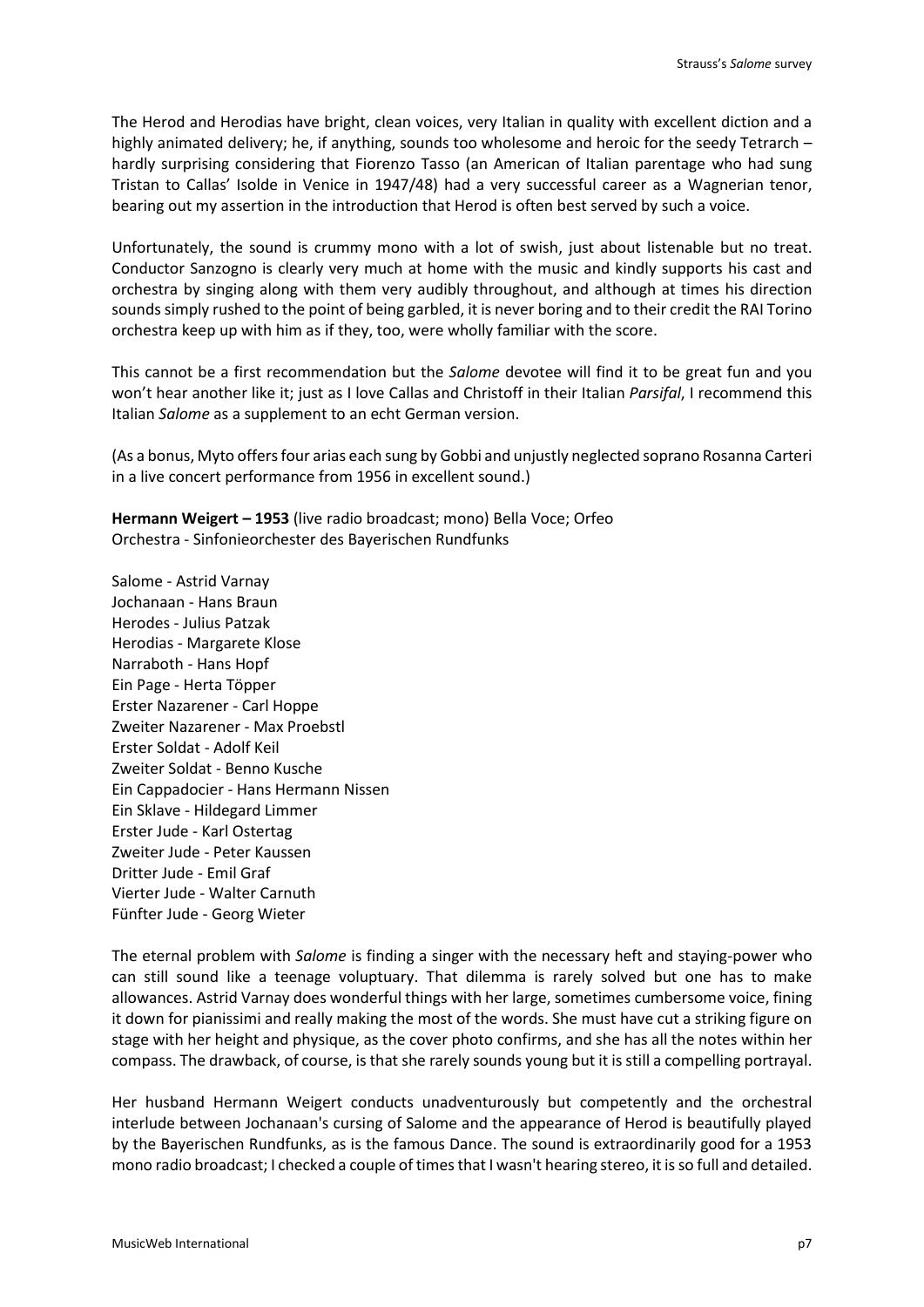The Herod and Herodias have bright, clean voices, very Italian in quality with excellent diction and a highly animated delivery; he, if anything, sounds too wholesome and heroic for the seedy Tetrarch – hardly surprising considering that Fiorenzo Tasso (an American of Italian parentage who had sung Tristan to Callas' Isolde in Venice in 1947/48) had a very successful career as a Wagnerian tenor, bearing out my assertion in the introduction that Herod is often best served by such a voice.

Unfortunately, the sound is crummy mono with a lot of swish, just about listenable but no treat. Conductor Sanzogno is clearly very much at home with the music and kindly supports his cast and orchestra by singing along with them very audibly throughout, and although at times his direction sounds simply rushed to the point of being garbled, it is never boring and to their credit the RAI Torino orchestra keep up with him as if they, too, were wholly familiar with the score.

This cannot be a first recommendation but the *Salome* devotee will find it to be great fun and you won't hear another like it; just as I love Callas and Christoff in their Italian *Parsifal*, I recommend this Italian *Salome* as a supplement to an echt German version.

(As a bonus, Myto offers four arias each sung by Gobbi and unjustly neglected soprano Rosanna Carteri in a live concert performance from 1956 in excellent sound.)

**Hermann Weigert – 1953** (live radio broadcast; mono) Bella Voce; Orfeo
Orchestra - Sinfonieorchester des Bayerischen Rundfunks

Salome - Astrid Varnay
Jochanaan - Hans Braun
Herodes - Julius Patzak
Herodias - Margarete Klose
Narraboth - Hans Hopf
Ein Page - Herta Töpper
Erster Nazarener - Carl Hoppe
Zweiter Nazarener - Max Proebstl
Erster Soldat - Adolf Keil
Zweiter Soldat - Benno Kusche
Ein Cappadocier - Hans Hermann Nissen
Ein Sklave - Hildegard Limmer
Erster Jude - Karl Ostertag
Zweiter Jude - Peter Kaussen
Dritter Jude - Emil Graf
Vierter Jude - Walter Carnuth
Fünfter Jude - Georg Wieter

The eternal problem with *Salome* is finding a singer with the necessary heft and staying-power who can still sound like a teenage voluptuary. That dilemma is rarely solved but one has to make allowances. Astrid Varnay does wonderful things with her large, sometimes cumbersome voice, fining it down for pianissimi and really making the most of the words. She must have cut a striking figure on stage with her height and physique, as the cover photo confirms, and she has all the notes within her compass. The drawback, of course, is that she rarely sounds young but it is still a compelling portrayal.

Her husband Hermann Weigert conducts unadventurously but competently and the orchestral interlude between Jochanaan's cursing of Salome and the appearance of Herod is beautifully played by the Bayerischen Rundfunks, as is the famous Dance. The sound is extraordinarily good for a 1953 mono radio broadcast; I checked a couple of times that I wasn't hearing stereo, it is so full and detailed.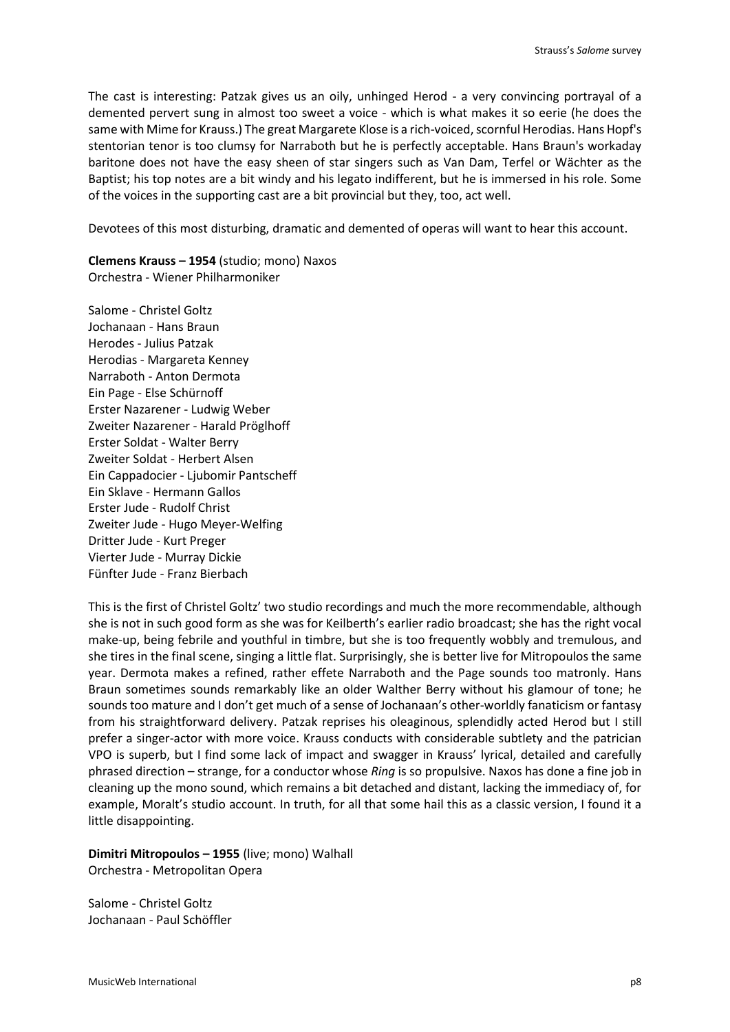The cast is interesting: Patzak gives us an oily, unhinged Herod - a very convincing portrayal of a demented pervert sung in almost too sweet a voice - which is what makes it so eerie (he does the same with Mime for Krauss.) The great Margarete Klose is a rich-voiced, scornful Herodias. Hans Hopf's stentorian tenor is too clumsy for Narraboth but he is perfectly acceptable. Hans Braun's workaday baritone does not have the easy sheen of star singers such as Van Dam, Terfel or Wächter as the Baptist; his top notes are a bit windy and his legato indifferent, but he is immersed in his role. Some of the voices in the supporting cast are a bit provincial but they, too, act well.

Devotees of this most disturbing, dramatic and demented of operas will want to hear this account.

**Clemens Krauss – 1954** (studio; mono) Naxos
Orchestra - Wiener Philharmoniker

Salome - Christel Goltz
Jochanaan - Hans Braun
Herodes - Julius Patzak
Herodias - Margareta Kenney
Narraboth - Anton Dermota
Ein Page - Else Schürnoff
Erster Nazarener - Ludwig Weber
Zweiter Nazarener - Harald Pröglhoff
Erster Soldat - Walter Berry
Zweiter Soldat - Herbert Alsen
Ein Cappadocier - Ljubomir Pantscheff
Ein Sklave - Hermann Gallos
Erster Jude - Rudolf Christ
Zweiter Jude - Hugo Meyer-Welfing
Dritter Jude - Kurt Preger
Vierter Jude - Murray Dickie
Fünfter Jude - Franz Bierbach

This is the first of Christel Goltz' two studio recordings and much the more recommendable, although she is not in such good form as she was for Keilberth's earlier radio broadcast; she has the right vocal make-up, being febrile and youthful in timbre, but she is too frequently wobbly and tremulous, and she tires in the final scene, singing a little flat. Surprisingly, she is better live for Mitropoulos the same year. Dermota makes a refined, rather effete Narraboth and the Page sounds too matronly. Hans Braun sometimes sounds remarkably like an older Walther Berry without his glamour of tone; he sounds too mature and I don't get much of a sense of Jochanaan's other-worldly fanaticism or fantasy from his straightforward delivery. Patzak reprises his oleaginous, splendidly acted Herod but I still prefer a singer-actor with more voice. Krauss conducts with considerable subtlety and the patrician VPO is superb, but I find some lack of impact and swagger in Krauss' lyrical, detailed and carefully phrased direction – strange, for a conductor whose *Ring* is so propulsive. Naxos has done a fine job in cleaning up the mono sound, which remains a bit detached and distant, lacking the immediacy of, for example, Moralt's studio account. In truth, for all that some hail this as a classic version, I found it a little disappointing.

**Dimitri Mitropoulos – 1955** (live; mono) Walhall
Orchestra - Metropolitan Opera

Salome - Christel Goltz
Jochanaan - Paul Schöffler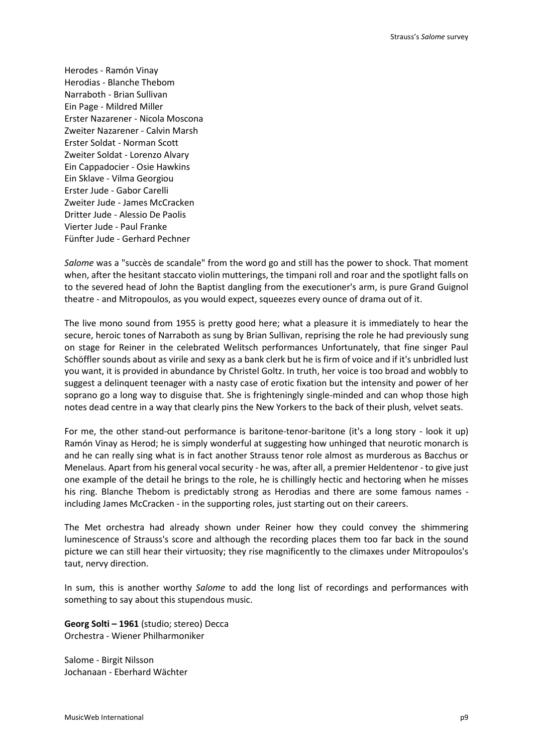Herodes - Ramón Vinay
Herodias - Blanche Thebom
Narraboth - Brian Sullivan
Ein Page - Mildred Miller
Erster Nazarener - Nicola Moscona
Zweiter Nazarener - Calvin Marsh
Erster Soldat - Norman Scott
Zweiter Soldat - Lorenzo Alvary
Ein Cappadocier - Osie Hawkins
Ein Sklave - Vilma Georgiou
Erster Jude - Gabor Carelli
Zweiter Jude - James McCracken
Dritter Jude - Alessio De Paolis
Vierter Jude - Paul Franke
Fünfter Jude - Gerhard Pechner

*Salome* was a "succès de scandale" from the word go and still has the power to shock. That moment when, after the hesitant staccato violin mutterings, the timpani roll and roar and the spotlight falls on to the severed head of John the Baptist dangling from the executioner's arm, is pure Grand Guignol theatre - and Mitropoulos, as you would expect, squeezes every ounce of drama out of it.

The live mono sound from 1955 is pretty good here; what a pleasure it is immediately to hear the secure, heroic tones of Narraboth as sung by Brian Sullivan, reprising the role he had previously sung on stage for Reiner in the celebrated Welitsch performances Unfortunately, that fine singer Paul Schöffler sounds about as virile and sexy as a bank clerk but he is firm of voice and if it's unbridled lust you want, it is provided in abundance by Christel Goltz. In truth, her voice is too broad and wobbly to suggest a delinquent teenager with a nasty case of erotic fixation but the intensity and power of her soprano go a long way to disguise that. She is frighteningly single-minded and can whop those high notes dead centre in a way that clearly pins the New Yorkers to the back of their plush, velvet seats.

For me, the other stand-out performance is baritone-tenor-baritone (it's a long story - look it up) Ramón Vinay as Herod; he is simply wonderful at suggesting how unhinged that neurotic monarch is and he can really sing what is in fact another Strauss tenor role almost as murderous as Bacchus or Menelaus. Apart from his general vocal security - he was, after all, a premier Heldentenor - to give just one example of the detail he brings to the role, he is chillingly hectic and hectoring when he misses his ring. Blanche Thebom is predictably strong as Herodias and there are some famous names - including James McCracken - in the supporting roles, just starting out on their careers.

The Met orchestra had already shown under Reiner how they could convey the shimmering luminescence of Strauss's score and although the recording places them too far back in the sound picture we can still hear their virtuosity; they rise magnificently to the climaxes under Mitropoulos's taut, nervy direction.

In sum, this is another worthy *Salome* to add the long list of recordings and performances with something to say about this stupendous music.

**Georg Solti – 1961** (studio; stereo) Decca
Orchestra - Wiener Philharmoniker

Salome - Birgit Nilsson
Jochanaan - Eberhard Wächter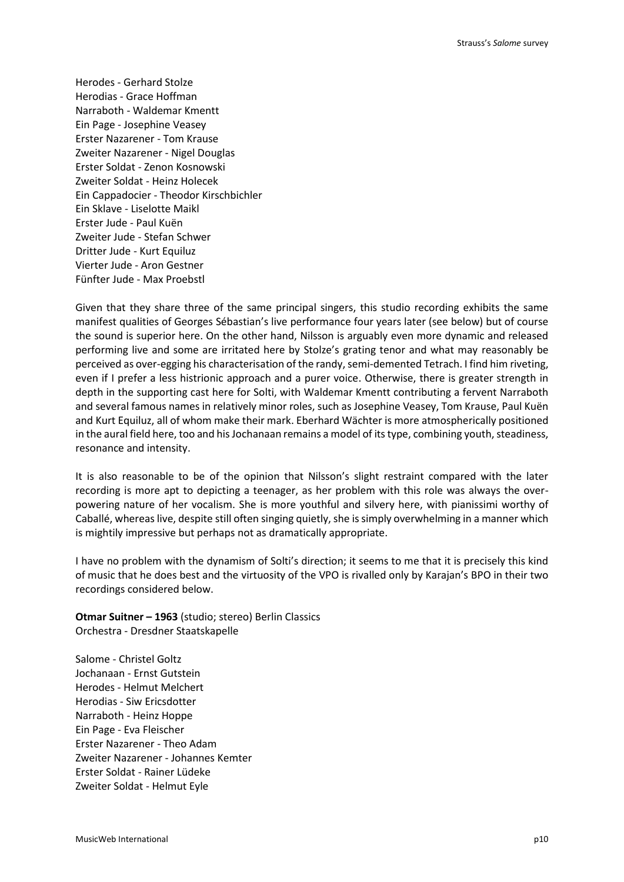Herodes - Gerhard Stolze
Herodias - Grace Hoffman
Narraboth - Waldemar Kmentt
Ein Page - Josephine Veasey
Erster Nazarener - Tom Krause
Zweiter Nazarener - Nigel Douglas
Erster Soldat - Zenon Kosnowski
Zweiter Soldat - Heinz Holecek
Ein Cappadocier - Theodor Kirschbichler
Ein Sklave - Liselotte Maikl
Erster Jude - Paul Kuën
Zweiter Jude - Stefan Schwer
Dritter Jude - Kurt Equiluz
Vierter Jude - Aron Gestner
Fünfter Jude - Max Proebstl

Given that they share three of the same principal singers, this studio recording exhibits the same manifest qualities of Georges Sébastian's live performance four years later (see below) but of course the sound is superior here. On the other hand, Nilsson is arguably even more dynamic and released performing live and some are irritated here by Stolze's grating tenor and what may reasonably be perceived as over-egging his characterisation of the randy, semi-demented Tetrach. I find him riveting, even if I prefer a less histrionic approach and a purer voice. Otherwise, there is greater strength in depth in the supporting cast here for Solti, with Waldemar Kmentt contributing a fervent Narraboth and several famous names in relatively minor roles, such as Josephine Veasey, Tom Krause, Paul Kuën and Kurt Equiluz, all of whom make their mark. Eberhard Wächter is more atmospherically positioned in the aural field here, too and his Jochanaan remains a model of its type, combining youth, steadiness, resonance and intensity.

It is also reasonable to be of the opinion that Nilsson's slight restraint compared with the later recording is more apt to depicting a teenager, as her problem with this role was always the over-powering nature of her vocalism. She is more youthful and silvery here, with pianissimi worthy of Caballé, whereas live, despite still often singing quietly, she is simply overwhelming in a manner which is mightily impressive but perhaps not as dramatically appropriate.

I have no problem with the dynamism of Solti's direction; it seems to me that it is precisely this kind of music that he does best and the virtuosity of the VPO is rivalled only by Karajan's BPO in their two recordings considered below.

**Otmar Suitner – 1963** (studio; stereo) Berlin Classics
Orchestra - Dresdner Staatskapelle

Salome - Christel Goltz
Jochanaan - Ernst Gutstein
Herodes - Helmut Melchert
Herodias - Siw Ericsdotter
Narraboth - Heinz Hoppe
Ein Page - Eva Fleischer
Erster Nazarener - Theo Adam
Zweiter Nazarener - Johannes Kemter
Erster Soldat - Rainer Lüdeke
Zweiter Soldat - Helmut Eyle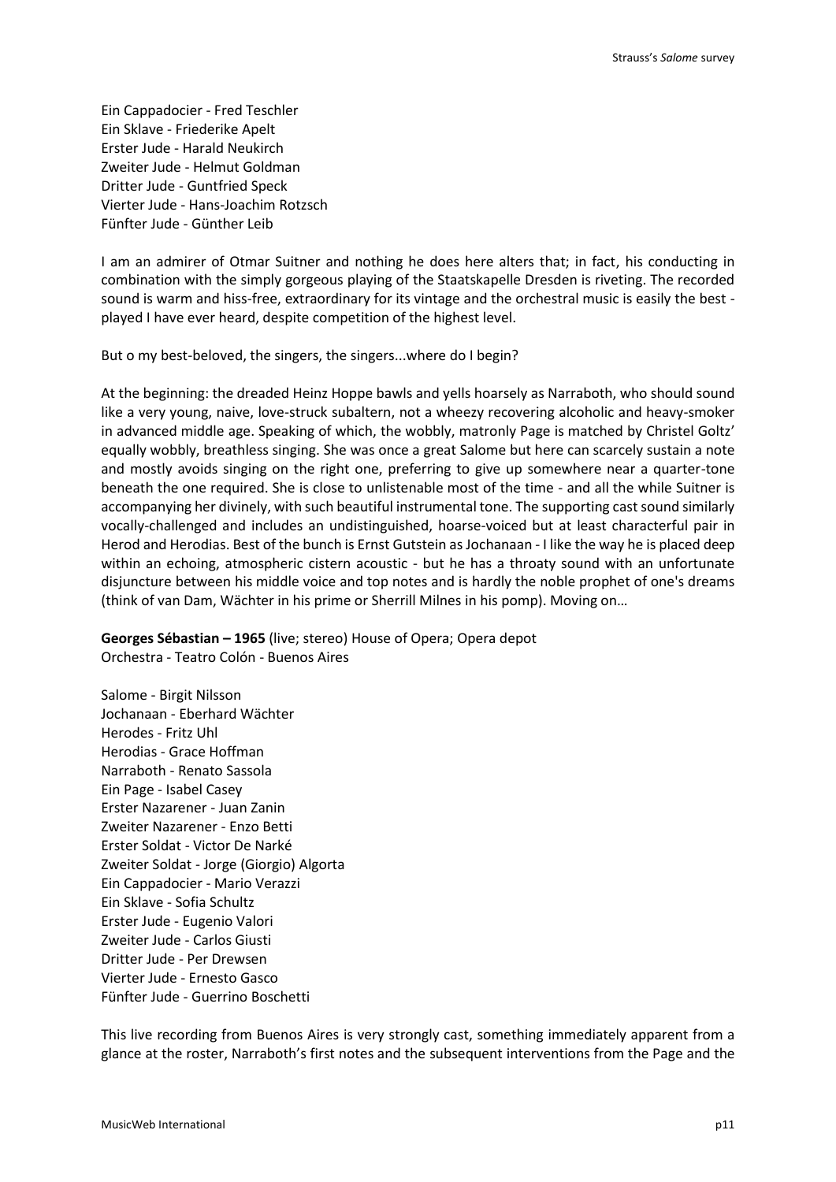Ein Cappadocier - Fred Teschler
Ein Sklave - Friederike Apelt
Erster Jude - Harald Neukirch
Zweiter Jude - Helmut Goldman
Dritter Jude - Guntfried Speck
Vierter Jude - Hans-Joachim Rotzsch
Fünfter Jude - Günther Leib

I am an admirer of Otmar Suitner and nothing he does here alters that; in fact, his conducting in combination with the simply gorgeous playing of the Staatskapelle Dresden is riveting. The recorded sound is warm and hiss-free, extraordinary for its vintage and the orchestral music is easily the best - played I have ever heard, despite competition of the highest level.

But o my best-beloved, the singers, the singers...where do I begin?

At the beginning: the dreaded Heinz Hoppe bawls and yells hoarsely as Narraboth, who should sound like a very young, naive, love-struck subaltern, not a wheezy recovering alcoholic and heavy-smoker in advanced middle age. Speaking of which, the wobbly, matronly Page is matched by Christel Goltz' equally wobbly, breathless singing. She was once a great Salome but here can scarcely sustain a note and mostly avoids singing on the right one, preferring to give up somewhere near a quarter-tone beneath the one required. She is close to unlistenable most of the time - and all the while Suitner is accompanying her divinely, with such beautiful instrumental tone. The supporting cast sound similarly vocally-challenged and includes an undistinguished, hoarse-voiced but at least characterful pair in Herod and Herodias. Best of the bunch is Ernst Gutstein as Jochanaan - I like the way he is placed deep within an echoing, atmospheric cistern acoustic - but he has a throaty sound with an unfortunate disjuncture between his middle voice and top notes and is hardly the noble prophet of one's dreams (think of van Dam, Wächter in his prime or Sherrill Milnes in his pomp). Moving on…

**Georges Sébastian – 1965** (live; stereo) House of Opera; Opera depot
Orchestra - Teatro Colón - Buenos Aires

Salome - Birgit Nilsson
Jochanaan - Eberhard Wächter
Herodes - Fritz Uhl
Herodias - Grace Hoffman
Narraboth - Renato Sassola
Ein Page - Isabel Casey
Erster Nazarener - Juan Zanin
Zweiter Nazarener - Enzo Betti
Erster Soldat - Victor De Narké
Zweiter Soldat - Jorge (Giorgio) Algorta
Ein Cappadocier - Mario Verazzi
Ein Sklave - Sofia Schultz
Erster Jude - Eugenio Valori
Zweiter Jude - Carlos Giusti
Dritter Jude - Per Drewsen
Vierter Jude - Ernesto Gasco
Fünfter Jude - Guerrino Boschetti

This live recording from Buenos Aires is very strongly cast, something immediately apparent from a glance at the roster, Narraboth's first notes and the subsequent interventions from the Page and the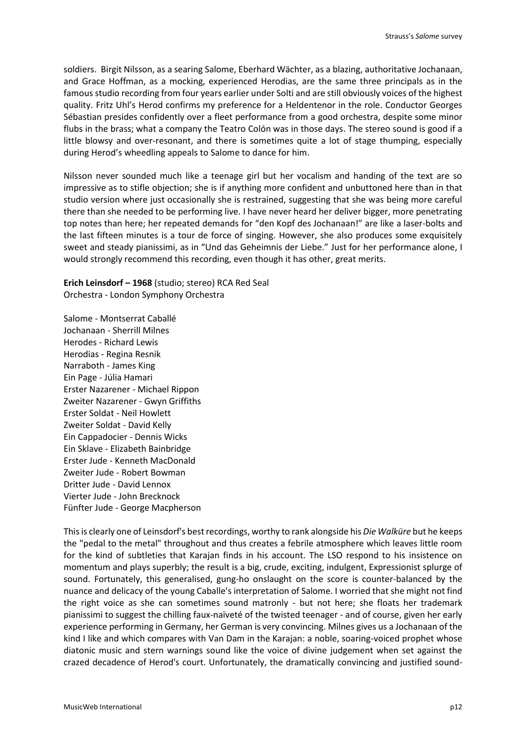soldiers. Birgit Nilsson, as a searing Salome, Eberhard Wächter, as a blazing, authoritative Jochanaan, and Grace Hoffman, as a mocking, experienced Herodias, are the same three principals as in the famous studio recording from four years earlier under Solti and are still obviously voices of the highest quality. Fritz Uhl's Herod confirms my preference for a Heldentenor in the role. Conductor Georges Sébastian presides confidently over a fleet performance from a good orchestra, despite some minor flubs in the brass; what a company the Teatro Colón was in those days. The stereo sound is good if a little blowsy and over-resonant, and there is sometimes quite a lot of stage thumping, especially during Herod's wheedling appeals to Salome to dance for him.

Nilsson never sounded much like a teenage girl but her vocalism and handing of the text are so impressive as to stifle objection; she is if anything more confident and unbuttoned here than in that studio version where just occasionally she is restrained, suggesting that she was being more careful there than she needed to be performing live. I have never heard her deliver bigger, more penetrating top notes than here; her repeated demands for "den Kopf des Jochanaan!" are like a laser-bolts and the last fifteen minutes is a tour de force of singing. However, she also produces some exquisitely sweet and steady pianissimi, as in "Und das Geheimnis der Liebe." Just for her performance alone, I would strongly recommend this recording, even though it has other, great merits.

**Erich Leinsdorf – 1968** (studio; stereo) RCA Red Seal
Orchestra - London Symphony Orchestra

Salome - Montserrat Caballé
Jochanaan - Sherrill Milnes
Herodes - Richard Lewis
Herodias - Regina Resnik
Narraboth - James King
Ein Page - Júlia Hamari
Erster Nazarener - Michael Rippon
Zweiter Nazarener - Gwyn Griffiths
Erster Soldat - Neil Howlett
Zweiter Soldat - David Kelly
Ein Cappadocier - Dennis Wicks
Ein Sklave - Elizabeth Bainbridge
Erster Jude - Kenneth MacDonald
Zweiter Jude - Robert Bowman
Dritter Jude - David Lennox
Vierter Jude - John Brecknock
Fünfter Jude - George Macpherson

This is clearly one of Leinsdorf's best recordings, worthy to rank alongside his *Die Walküre* but he keeps the "pedal to the metal" throughout and thus creates a febrile atmosphere which leaves little room for the kind of subtleties that Karajan finds in his account. The LSO respond to his insistence on momentum and plays superbly; the result is a big, crude, exciting, indulgent, Expressionist splurge of sound. Fortunately, this generalised, gung-ho onslaught on the score is counter-balanced by the nuance and delicacy of the young Caballe's interpretation of Salome. I worried that she might not find the right voice as she can sometimes sound matronly - but not here; she floats her trademark pianissimi to suggest the chilling faux-naïveté of the twisted teenager - and of course, given her early experience performing in Germany, her German is very convincing. Milnes gives us a Jochanaan of the kind I like and which compares with Van Dam in the Karajan: a noble, soaring-voiced prophet whose diatonic music and stern warnings sound like the voice of divine judgement when set against the crazed decadence of Herod's court. Unfortunately, the dramatically convincing and justified sound-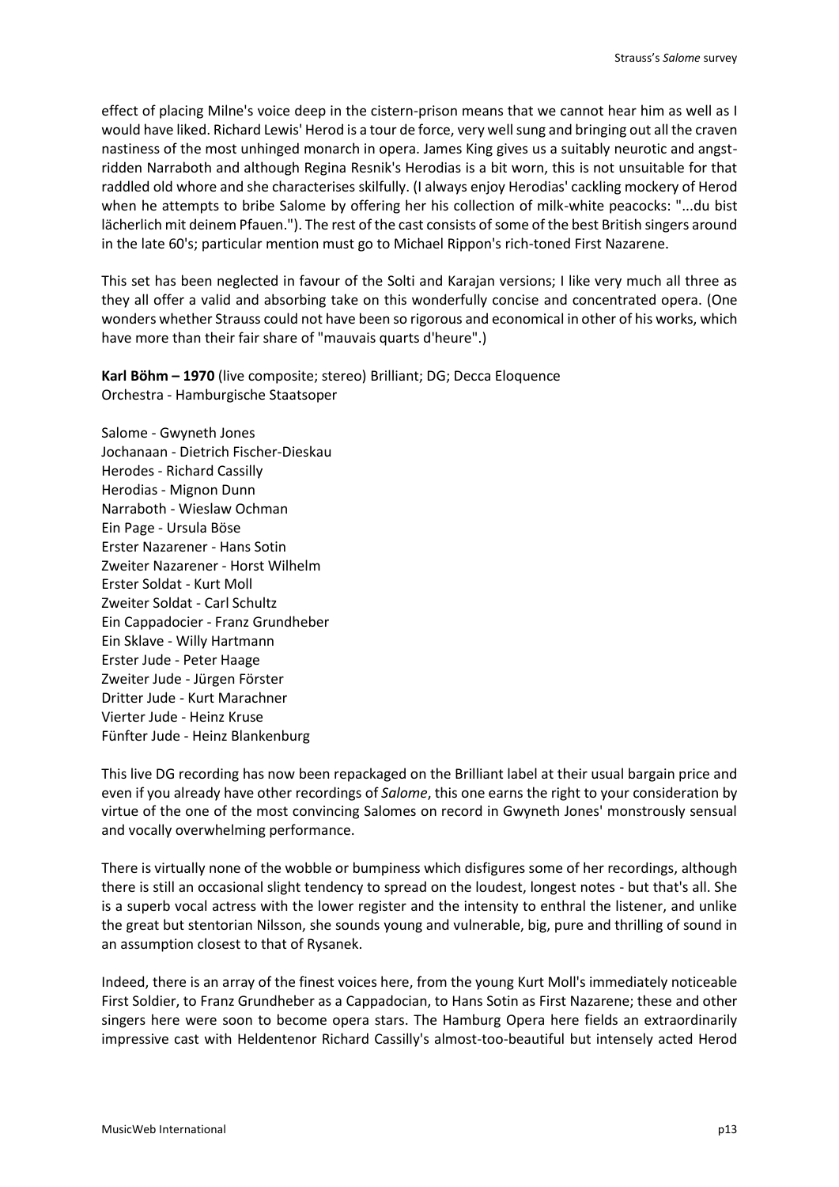effect of placing Milne's voice deep in the cistern-prison means that we cannot hear him as well as I would have liked. Richard Lewis' Herod is a tour de force, very well sung and bringing out all the craven nastiness of the most unhinged monarch in opera. James King gives us a suitably neurotic and angst-ridden Narraboth and although Regina Resnik's Herodias is a bit worn, this is not unsuitable for that raddled old whore and she characterises skilfully. (I always enjoy Herodias' cackling mockery of Herod when he attempts to bribe Salome by offering her his collection of milk-white peacocks: "...du bist lächerlich mit deinem Pfauen."). The rest of the cast consists of some of the best British singers around in the late 60's; particular mention must go to Michael Rippon's rich-toned First Nazarene.

This set has been neglected in favour of the Solti and Karajan versions; I like very much all three as they all offer a valid and absorbing take on this wonderfully concise and concentrated opera. (One wonders whether Strauss could not have been so rigorous and economical in other of his works, which have more than their fair share of "mauvais quarts d'heure".)

**Karl Böhm – 1970** (live composite; stereo) Brilliant; DG; Decca Eloquence
Orchestra - Hamburgische Staatsoper

Salome - Gwyneth Jones
Jochanaan - Dietrich Fischer-Dieskau
Herodes - Richard Cassilly
Herodias - Mignon Dunn
Narraboth - Wieslaw Ochman
Ein Page - Ursula Böse
Erster Nazarener - Hans Sotin
Zweiter Nazarener - Horst Wilhelm
Erster Soldat - Kurt Moll
Zweiter Soldat - Carl Schultz
Ein Cappadocier - Franz Grundheber
Ein Sklave - Willy Hartmann
Erster Jude - Peter Haage
Zweiter Jude - Jürgen Förster
Dritter Jude - Kurt Marachner
Vierter Jude - Heinz Kruse
Fünfter Jude - Heinz Blankenburg

This live DG recording has now been repackaged on the Brilliant label at their usual bargain price and even if you already have other recordings of *Salome*, this one earns the right to your consideration by virtue of the one of the most convincing Salomes on record in Gwyneth Jones' monstrously sensual and vocally overwhelming performance.

There is virtually none of the wobble or bumpiness which disfigures some of her recordings, although there is still an occasional slight tendency to spread on the loudest, longest notes - but that's all. She is a superb vocal actress with the lower register and the intensity to enthral the listener, and unlike the great but stentorian Nilsson, she sounds young and vulnerable, big, pure and thrilling of sound in an assumption closest to that of Rysanek.

Indeed, there is an array of the finest voices here, from the young Kurt Moll's immediately noticeable First Soldier, to Franz Grundheber as a Cappadocian, to Hans Sotin as First Nazarene; these and other singers here were soon to become opera stars. The Hamburg Opera here fields an extraordinarily impressive cast with Heldentenor Richard Cassilly's almost-too-beautiful but intensely acted Herod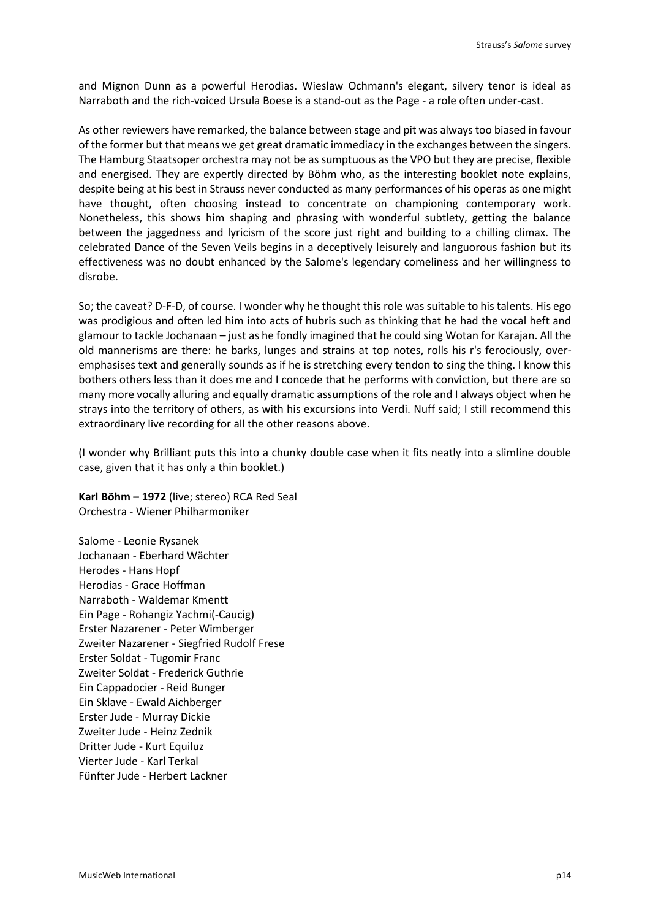and Mignon Dunn as a powerful Herodias. Wieslaw Ochmann's elegant, silvery tenor is ideal as Narraboth and the rich-voiced Ursula Boese is a stand-out as the Page - a role often under-cast.

As other reviewers have remarked, the balance between stage and pit was always too biased in favour of the former but that means we get great dramatic immediacy in the exchanges between the singers. The Hamburg Staatsoper orchestra may not be as sumptuous as the VPO but they are precise, flexible and energised. They are expertly directed by Böhm who, as the interesting booklet note explains, despite being at his best in Strauss never conducted as many performances of his operas as one might have thought, often choosing instead to concentrate on championing contemporary work. Nonetheless, this shows him shaping and phrasing with wonderful subtlety, getting the balance between the jaggedness and lyricism of the score just right and building to a chilling climax. The celebrated Dance of the Seven Veils begins in a deceptively leisurely and languorous fashion but its effectiveness was no doubt enhanced by the Salome's legendary comeliness and her willingness to disrobe.

So; the caveat? D-F-D, of course. I wonder why he thought this role was suitable to his talents. His ego was prodigious and often led him into acts of hubris such as thinking that he had the vocal heft and glamour to tackle Jochanaan – just as he fondly imagined that he could sing Wotan for Karajan. All the old mannerisms are there: he barks, lunges and strains at top notes, rolls his r's ferociously, over-emphasises text and generally sounds as if he is stretching every tendon to sing the thing. I know this bothers others less than it does me and I concede that he performs with conviction, but there are so many more vocally alluring and equally dramatic assumptions of the role and I always object when he strays into the territory of others, as with his excursions into Verdi. Nuff said; I still recommend this extraordinary live recording for all the other reasons above.

(I wonder why Brilliant puts this into a chunky double case when it fits neatly into a slimline double case, given that it has only a thin booklet.)

**Karl Böhm – 1972** (live; stereo) RCA Red Seal
Orchestra - Wiener Philharmoniker

Salome - Leonie Rysanek
Jochanaan - Eberhard Wächter
Herodes - Hans Hopf
Herodias - Grace Hoffman
Narraboth - Waldemar Kmentt
Ein Page - Rohangiz Yachmi(-Caucig)
Erster Nazarener - Peter Wimberger
Zweiter Nazarener - Siegfried Rudolf Frese
Erster Soldat - Tugomir Franc
Zweiter Soldat - Frederick Guthrie
Ein Cappadocier - Reid Bunger
Ein Sklave - Ewald Aichberger
Erster Jude - Murray Dickie
Zweiter Jude - Heinz Zednik
Dritter Jude - Kurt Equiluz
Vierter Jude - Karl Terkal
Fünfter Jude - Herbert Lackner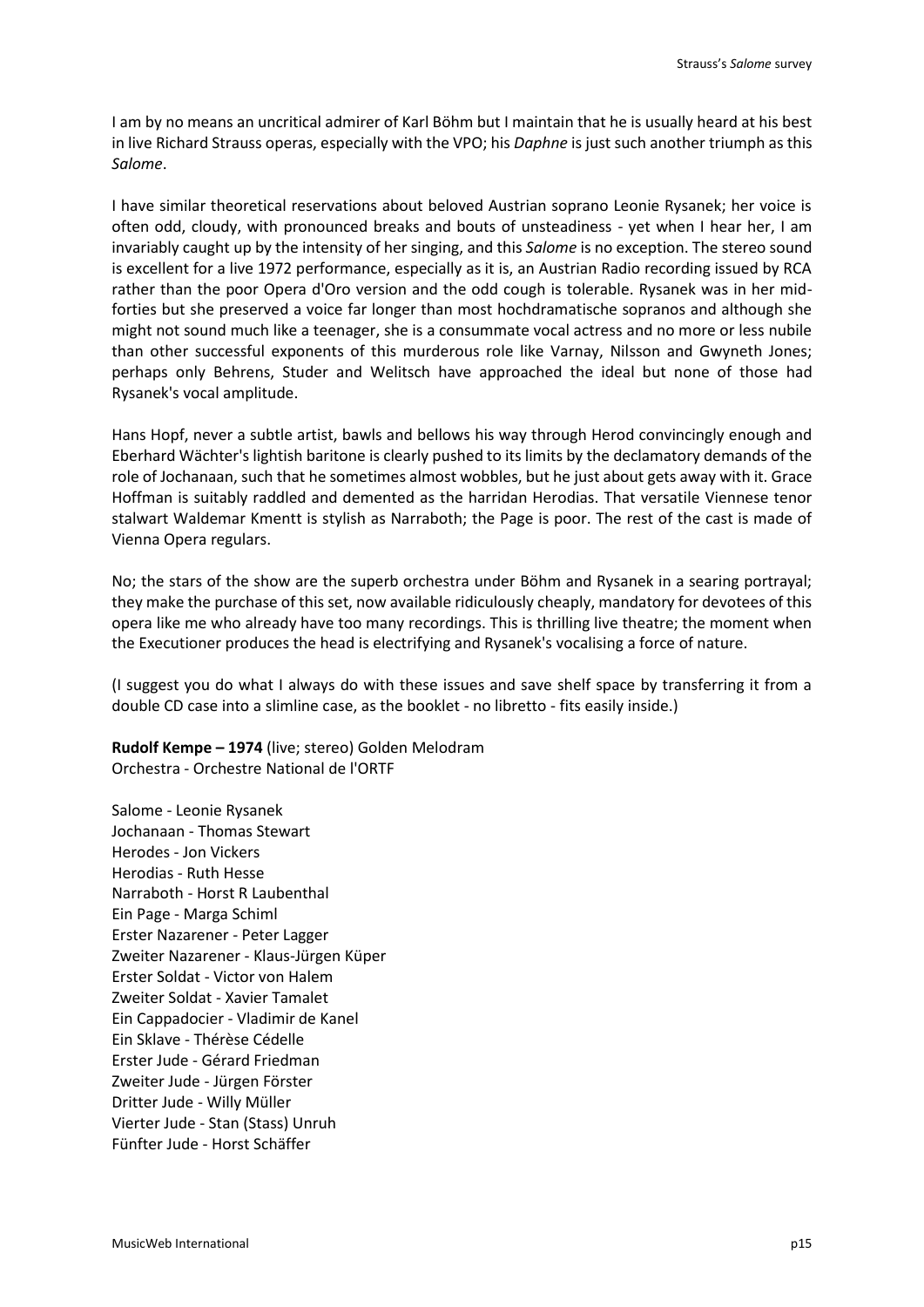I am by no means an uncritical admirer of Karl Böhm but I maintain that he is usually heard at his best in live Richard Strauss operas, especially with the VPO; his *Daphne* is just such another triumph as this *Salome*.

I have similar theoretical reservations about beloved Austrian soprano Leonie Rysanek; her voice is often odd, cloudy, with pronounced breaks and bouts of unsteadiness - yet when I hear her, I am invariably caught up by the intensity of her singing, and this *Salome* is no exception. The stereo sound is excellent for a live 1972 performance, especially as it is, an Austrian Radio recording issued by RCA rather than the poor Opera d'Oro version and the odd cough is tolerable. Rysanek was in her mid-forties but she preserved a voice far longer than most hochdramatische sopranos and although she might not sound much like a teenager, she is a consummate vocal actress and no more or less nubile than other successful exponents of this murderous role like Varnay, Nilsson and Gwyneth Jones; perhaps only Behrens, Studer and Welitsch have approached the ideal but none of those had Rysanek's vocal amplitude.

Hans Hopf, never a subtle artist, bawls and bellows his way through Herod convincingly enough and Eberhard Wächter's lightish baritone is clearly pushed to its limits by the declamatory demands of the role of Jochanaan, such that he sometimes almost wobbles, but he just about gets away with it. Grace Hoffman is suitably raddled and demented as the harridan Herodias. That versatile Viennese tenor stalwart Waldemar Kmentt is stylish as Narraboth; the Page is poor. The rest of the cast is made of Vienna Opera regulars.

No; the stars of the show are the superb orchestra under Böhm and Rysanek in a searing portrayal; they make the purchase of this set, now available ridiculously cheaply, mandatory for devotees of this opera like me who already have too many recordings. This is thrilling live theatre; the moment when the Executioner produces the head is electrifying and Rysanek's vocalising a force of nature.

(I suggest you do what I always do with these issues and save shelf space by transferring it from a double CD case into a slimline case, as the booklet - no libretto - fits easily inside.)

**Rudolf Kempe – 1974** (live; stereo) Golden Melodram
Orchestra - Orchestre National de l'ORTF

Salome - Leonie Rysanek
Jochanaan - Thomas Stewart
Herodes - Jon Vickers
Herodias - Ruth Hesse
Narraboth - Horst R Laubenthal
Ein Page - Marga Schiml
Erster Nazarener - Peter Lagger
Zweiter Nazarener - Klaus-Jürgen Küper
Erster Soldat - Victor von Halem
Zweiter Soldat - Xavier Tamalet
Ein Cappadocier - Vladimir de Kanel
Ein Sklave - Thérèse Cédelle
Erster Jude - Gérard Friedman
Zweiter Jude - Jürgen Förster
Dritter Jude - Willy Müller
Vierter Jude - Stan (Stass) Unruh
Fünfter Jude - Horst Schäffer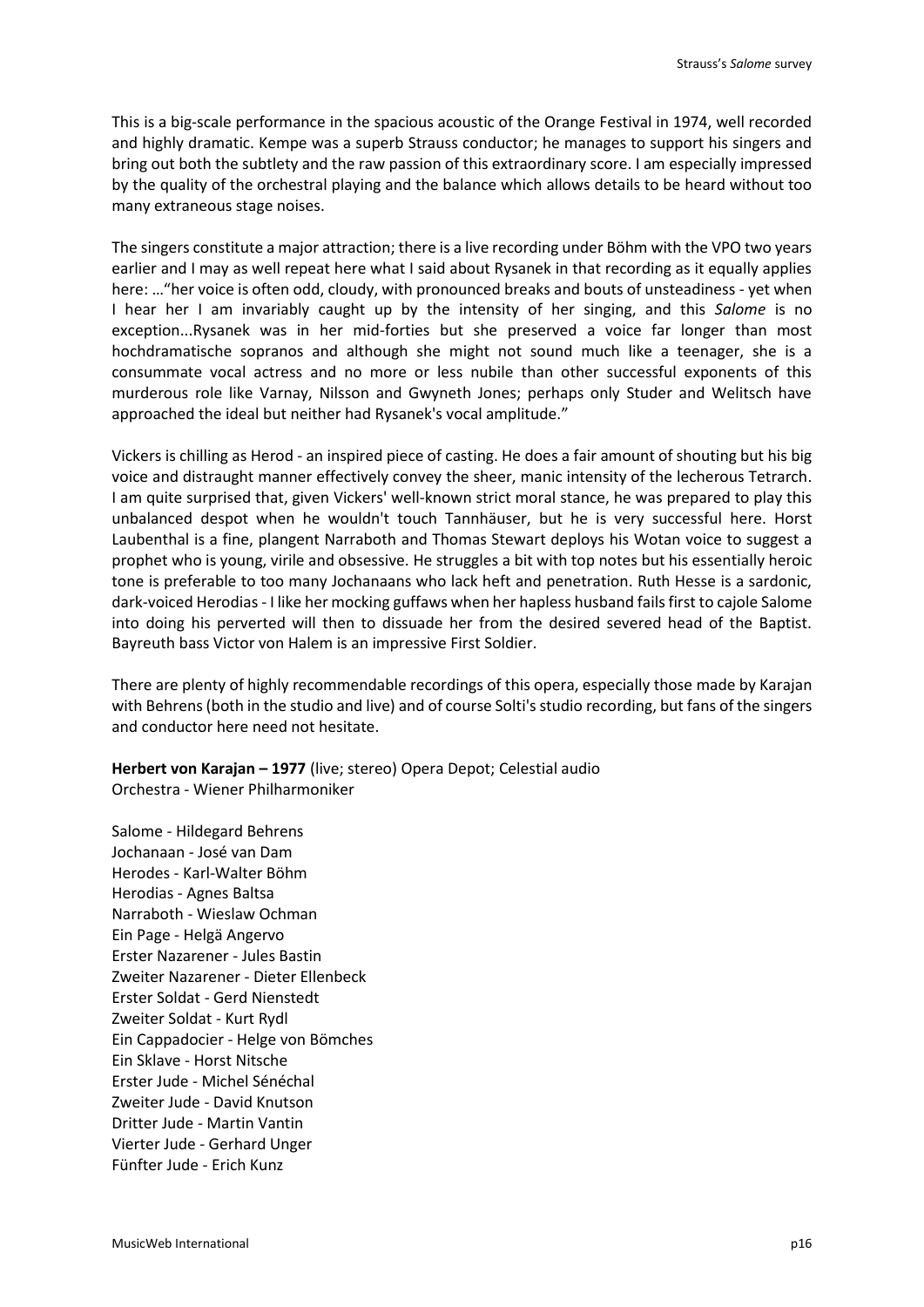This is a big-scale performance in the spacious acoustic of the Orange Festival in 1974, well recorded and highly dramatic. Kempe was a superb Strauss conductor; he manages to support his singers and bring out both the subtlety and the raw passion of this extraordinary score. I am especially impressed by the quality of the orchestral playing and the balance which allows details to be heard without too many extraneous stage noises.

The singers constitute a major attraction; there is a live recording under Böhm with the VPO two years earlier and I may as well repeat here what I said about Rysanek in that recording as it equally applies here: …"her voice is often odd, cloudy, with pronounced breaks and bouts of unsteadiness - yet when I hear her I am invariably caught up by the intensity of her singing, and this *Salome* is no exception...Rysanek was in her mid-forties but she preserved a voice far longer than most hochdramatische sopranos and although she might not sound much like a teenager, she is a consummate vocal actress and no more or less nubile than other successful exponents of this murderous role like Varnay, Nilsson and Gwyneth Jones; perhaps only Studer and Welitsch have approached the ideal but neither had Rysanek's vocal amplitude."

Vickers is chilling as Herod - an inspired piece of casting. He does a fair amount of shouting but his big voice and distraught manner effectively convey the sheer, manic intensity of the lecherous Tetrarch. I am quite surprised that, given Vickers' well-known strict moral stance, he was prepared to play this unbalanced despot when he wouldn't touch Tannhäuser, but he is very successful here. Horst Laubenthal is a fine, plangent Narraboth and Thomas Stewart deploys his Wotan voice to suggest a prophet who is young, virile and obsessive. He struggles a bit with top notes but his essentially heroic tone is preferable to too many Jochanaans who lack heft and penetration. Ruth Hesse is a sardonic, dark-voiced Herodias - I like her mocking guffaws when her hapless husband fails first to cajole Salome into doing his perverted will then to dissuade her from the desired severed head of the Baptist. Bayreuth bass Victor von Halem is an impressive First Soldier.

There are plenty of highly recommendable recordings of this opera, especially those made by Karajan with Behrens (both in the studio and live) and of course Solti's studio recording, but fans of the singers and conductor here need not hesitate.

**Herbert von Karajan – 1977** (live; stereo) Opera Depot; Celestial audio
Orchestra - Wiener Philharmoniker

Salome - Hildegard Behrens
Jochanaan - José van Dam
Herodes - Karl-Walter Böhm
Herodias - Agnes Baltsa
Narraboth - Wieslaw Ochman
Ein Page - Helgä Angervo
Erster Nazarener - Jules Bastin
Zweiter Nazarener - Dieter Ellenbeck
Erster Soldat - Gerd Nienstedt
Zweiter Soldat - Kurt Rydl
Ein Cappadocier - Helge von Bömches
Ein Sklave - Horst Nitsche
Erster Jude - Michel Sénéchal
Zweiter Jude - David Knutson
Dritter Jude - Martin Vantin
Vierter Jude - Gerhard Unger
Fünfter Jude - Erich Kunz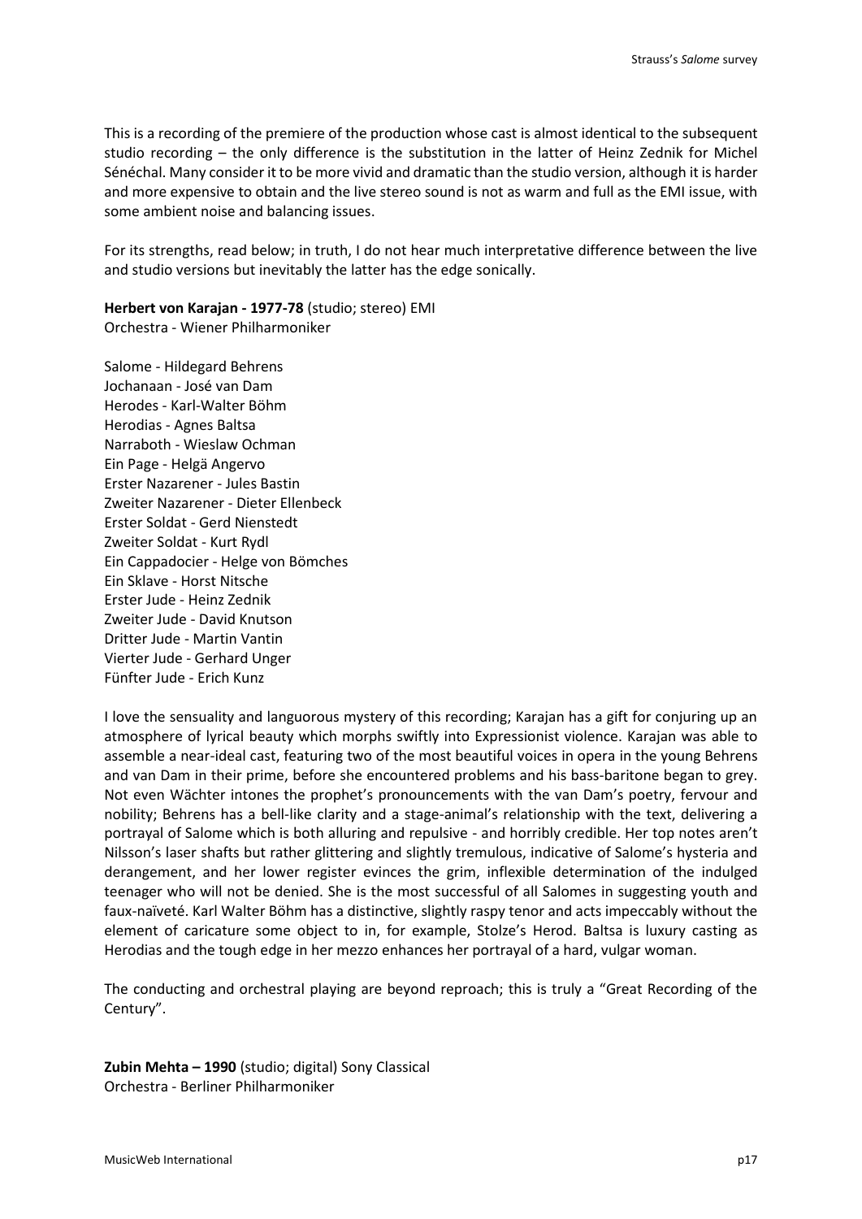This is a recording of the premiere of the production whose cast is almost identical to the subsequent studio recording – the only difference is the substitution in the latter of Heinz Zednik for Michel Sénéchal. Many consider it to be more vivid and dramatic than the studio version, although it is harder and more expensive to obtain and the live stereo sound is not as warm and full as the EMI issue, with some ambient noise and balancing issues.

For its strengths, read below; in truth, I do not hear much interpretative difference between the live and studio versions but inevitably the latter has the edge sonically.

**Herbert von Karajan - 1977-78** (studio; stereo) EMI
Orchestra - Wiener Philharmoniker

Salome - Hildegard Behrens
Jochanaan - José van Dam
Herodes - Karl-Walter Böhm
Herodias - Agnes Baltsa
Narraboth - Wieslaw Ochman
Ein Page - Helgä Angervo
Erster Nazarener - Jules Bastin
Zweiter Nazarener - Dieter Ellenbeck
Erster Soldat - Gerd Nienstedt
Zweiter Soldat - Kurt Rydl
Ein Cappadocier - Helge von Bömches
Ein Sklave - Horst Nitsche
Erster Jude - Heinz Zednik
Zweiter Jude - David Knutson
Dritter Jude - Martin Vantin
Vierter Jude - Gerhard Unger
Fünfter Jude - Erich Kunz

I love the sensuality and languorous mystery of this recording; Karajan has a gift for conjuring up an atmosphere of lyrical beauty which morphs swiftly into Expressionist violence. Karajan was able to assemble a near-ideal cast, featuring two of the most beautiful voices in opera in the young Behrens and van Dam in their prime, before she encountered problems and his bass-baritone began to grey. Not even Wächter intones the prophet's pronouncements with the van Dam's poetry, fervour and nobility; Behrens has a bell-like clarity and a stage-animal's relationship with the text, delivering a portrayal of Salome which is both alluring and repulsive - and horribly credible. Her top notes aren't Nilsson's laser shafts but rather glittering and slightly tremulous, indicative of Salome's hysteria and derangement, and her lower register evinces the grim, inflexible determination of the indulged teenager who will not be denied. She is the most successful of all Salomes in suggesting youth and faux-naïveté. Karl Walter Böhm has a distinctive, slightly raspy tenor and acts impeccably without the element of caricature some object to in, for example, Stolze's Herod. Baltsa is luxury casting as Herodias and the tough edge in her mezzo enhances her portrayal of a hard, vulgar woman.

The conducting and orchestral playing are beyond reproach; this is truly a "Great Recording of the Century".

**Zubin Mehta – 1990** (studio; digital) Sony Classical
Orchestra - Berliner Philharmoniker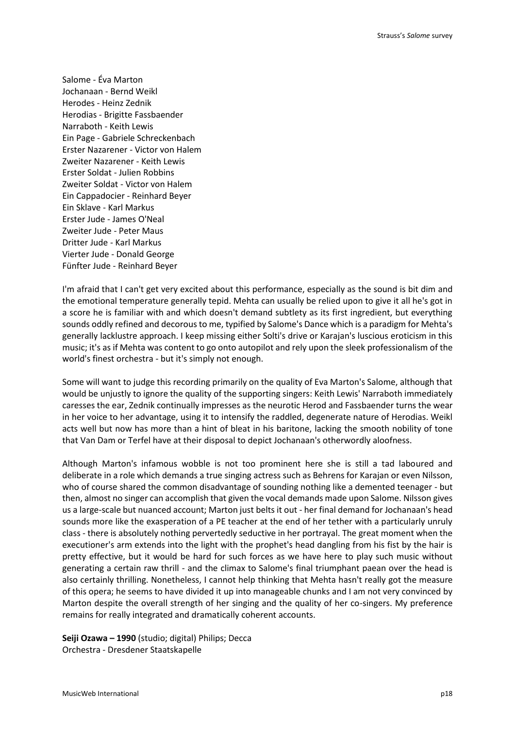Salome - Éva Marton
Jochanaan - Bernd Weikl
Herodes - Heinz Zednik
Herodias - Brigitte Fassbaender
Narraboth - Keith Lewis
Ein Page - Gabriele Schreckenbach
Erster Nazarener - Victor von Halem
Zweiter Nazarener - Keith Lewis
Erster Soldat - Julien Robbins
Zweiter Soldat - Victor von Halem
Ein Cappadocier - Reinhard Beyer
Ein Sklave - Karl Markus
Erster Jude - James O'Neal
Zweiter Jude - Peter Maus
Dritter Jude - Karl Markus
Vierter Jude - Donald George
Fünfter Jude - Reinhard Beyer

I'm afraid that I can't get very excited about this performance, especially as the sound is bit dim and the emotional temperature generally tepid. Mehta can usually be relied upon to give it all he's got in a score he is familiar with and which doesn't demand subtlety as its first ingredient, but everything sounds oddly refined and decorous to me, typified by Salome's Dance which is a paradigm for Mehta's generally lacklustre approach. I keep missing either Solti's drive or Karajan's luscious eroticism in this music; it's as if Mehta was content to go onto autopilot and rely upon the sleek professionalism of the world's finest orchestra - but it's simply not enough.

Some will want to judge this recording primarily on the quality of Eva Marton's Salome, although that would be unjustly to ignore the quality of the supporting singers: Keith Lewis' Narraboth immediately caresses the ear, Zednik continually impresses as the neurotic Herod and Fassbaender turns the wear in her voice to her advantage, using it to intensify the raddled, degenerate nature of Herodias. Weikl acts well but now has more than a hint of bleat in his baritone, lacking the smooth nobility of tone that Van Dam or Terfel have at their disposal to depict Jochanaan's otherwordly aloofness.

Although Marton's infamous wobble is not too prominent here she is still a tad laboured and deliberate in a role which demands a true singing actress such as Behrens for Karajan or even Nilsson, who of course shared the common disadvantage of sounding nothing like a demented teenager - but then, almost no singer can accomplish that given the vocal demands made upon Salome. Nilsson gives us a large-scale but nuanced account; Marton just belts it out - her final demand for Jochanaan's head sounds more like the exasperation of a PE teacher at the end of her tether with a particularly unruly class - there is absolutely nothing pervertedly seductive in her portrayal. The great moment when the executioner's arm extends into the light with the prophet's head dangling from his fist by the hair is pretty effective, but it would be hard for such forces as we have here to play such music without generating a certain raw thrill - and the climax to Salome's final triumphant paean over the head is also certainly thrilling. Nonetheless, I cannot help thinking that Mehta hasn't really got the measure of this opera; he seems to have divided it up into manageable chunks and I am not very convinced by Marton despite the overall strength of her singing and the quality of her co-singers. My preference remains for really integrated and dramatically coherent accounts.

**Seiji Ozawa – 1990** (studio; digital) Philips; Decca
Orchestra - Dresdener Staatskapelle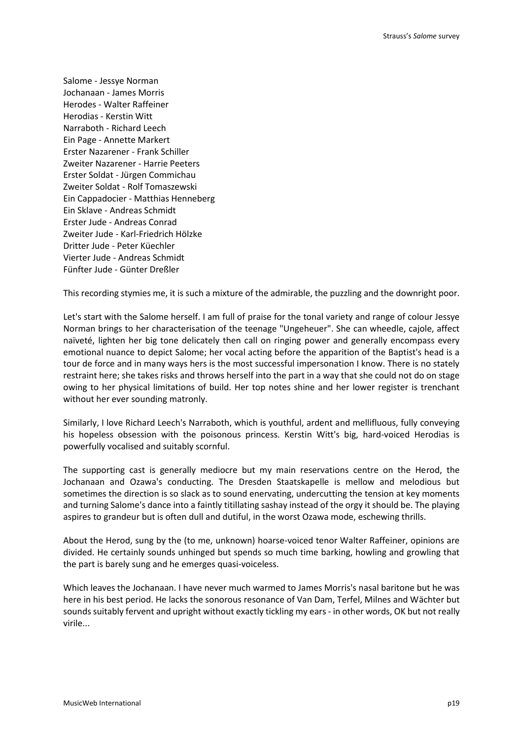Salome - Jessye Norman
Jochanaan - James Morris
Herodes - Walter Raffeiner
Herodias - Kerstin Witt
Narraboth - Richard Leech
Ein Page - Annette Markert
Erster Nazarener - Frank Schiller
Zweiter Nazarener - Harrie Peeters
Erster Soldat - Jürgen Commichau
Zweiter Soldat - Rolf Tomaszewski
Ein Cappadocier - Matthias Henneberg
Ein Sklave - Andreas Schmidt
Erster Jude - Andreas Conrad
Zweiter Jude - Karl-Friedrich Hölzke
Dritter Jude - Peter Küechler
Vierter Jude - Andreas Schmidt
Fünfter Jude - Günter Dreßler

This recording stymies me, it is such a mixture of the admirable, the puzzling and the downright poor.

Let's start with the Salome herself. I am full of praise for the tonal variety and range of colour Jessye Norman brings to her characterisation of the teenage "Ungeheuer". She can wheedle, cajole, affect naïveté, lighten her big tone delicately then call on ringing power and generally encompass every emotional nuance to depict Salome; her vocal acting before the apparition of the Baptist's head is a tour de force and in many ways hers is the most successful impersonation I know. There is no stately restraint here; she takes risks and throws herself into the part in a way that she could not do on stage owing to her physical limitations of build. Her top notes shine and her lower register is trenchant without her ever sounding matronly.

Similarly, I love Richard Leech's Narraboth, which is youthful, ardent and mellifluous, fully conveying his hopeless obsession with the poisonous princess. Kerstin Witt's big, hard-voiced Herodias is powerfully vocalised and suitably scornful.

The supporting cast is generally mediocre but my main reservations centre on the Herod, the Jochanaan and Ozawa's conducting. The Dresden Staatskapelle is mellow and melodious but sometimes the direction is so slack as to sound enervating, undercutting the tension at key moments and turning Salome's dance into a faintly titillating sashay instead of the orgy it should be. The playing aspires to grandeur but is often dull and dutiful, in the worst Ozawa mode, eschewing thrills.

About the Herod, sung by the (to me, unknown) hoarse-voiced tenor Walter Raffeiner, opinions are divided. He certainly sounds unhinged but spends so much time barking, howling and growling that the part is barely sung and he emerges quasi-voiceless.

Which leaves the Jochanaan. I have never much warmed to James Morris's nasal baritone but he was here in his best period. He lacks the sonorous resonance of Van Dam, Terfel, Milnes and Wächter but sounds suitably fervent and upright without exactly tickling my ears - in other words, OK but not really virile...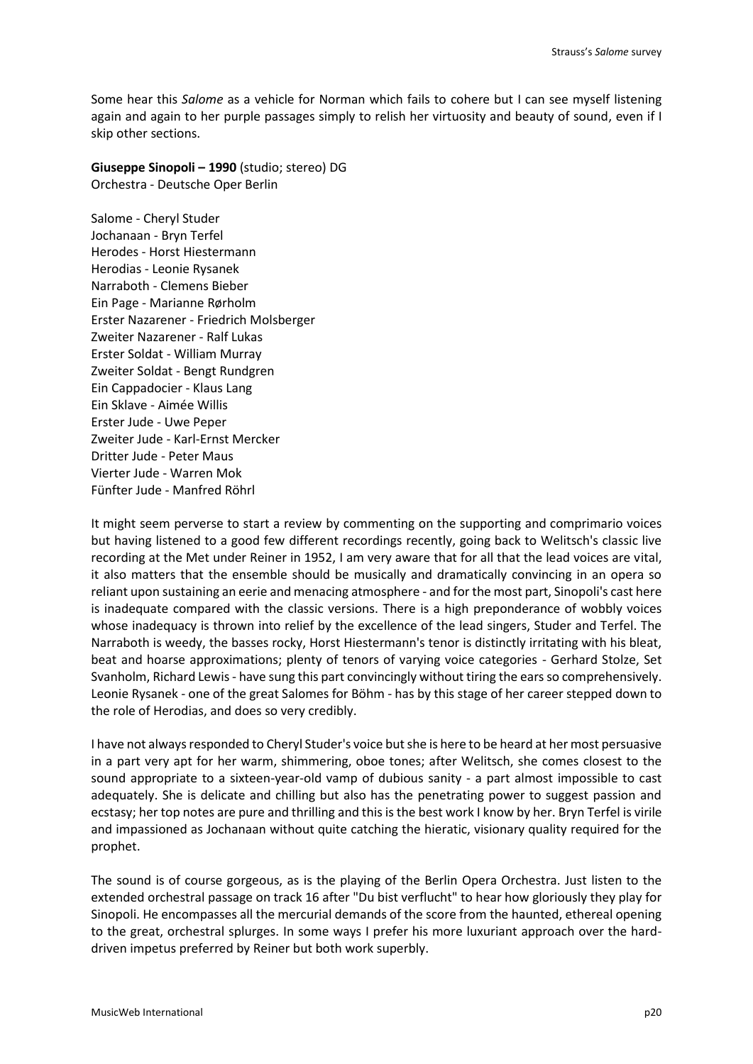Some hear this *Salome* as a vehicle for Norman which fails to cohere but I can see myself listening again and again to her purple passages simply to relish her virtuosity and beauty of sound, even if I skip other sections.

**Giuseppe Sinopoli – 1990** (studio; stereo) DG
Orchestra - Deutsche Oper Berlin

Salome - Cheryl Studer
Jochanaan - Bryn Terfel
Herodes - Horst Hiestermann
Herodias - Leonie Rysanek
Narraboth - Clemens Bieber
Ein Page - Marianne Rørholm
Erster Nazarener - Friedrich Molsberger
Zweiter Nazarener - Ralf Lukas
Erster Soldat - William Murray
Zweiter Soldat - Bengt Rundgren
Ein Cappadocier - Klaus Lang
Ein Sklave - Aimée Willis
Erster Jude - Uwe Peper
Zweiter Jude - Karl-Ernst Mercker
Dritter Jude - Peter Maus
Vierter Jude - Warren Mok
Fünfter Jude - Manfred Röhrl

It might seem perverse to start a review by commenting on the supporting and comprimario voices but having listened to a good few different recordings recently, going back to Welitsch's classic live recording at the Met under Reiner in 1952, I am very aware that for all that the lead voices are vital, it also matters that the ensemble should be musically and dramatically convincing in an opera so reliant upon sustaining an eerie and menacing atmosphere - and for the most part, Sinopoli's cast here is inadequate compared with the classic versions. There is a high preponderance of wobbly voices whose inadequacy is thrown into relief by the excellence of the lead singers, Studer and Terfel. The Narraboth is weedy, the basses rocky, Horst Hiestermann's tenor is distinctly irritating with his bleat, beat and hoarse approximations; plenty of tenors of varying voice categories - Gerhard Stolze, Set Svanholm, Richard Lewis - have sung this part convincingly without tiring the ears so comprehensively. Leonie Rysanek - one of the great Salomes for Böhm - has by this stage of her career stepped down to the role of Herodias, and does so very credibly.

I have not always responded to Cheryl Studer's voice but she is here to be heard at her most persuasive in a part very apt for her warm, shimmering, oboe tones; after Welitsch, she comes closest to the sound appropriate to a sixteen-year-old vamp of dubious sanity - a part almost impossible to cast adequately. She is delicate and chilling but also has the penetrating power to suggest passion and ecstasy; her top notes are pure and thrilling and this is the best work I know by her. Bryn Terfel is virile and impassioned as Jochanaan without quite catching the hieratic, visionary quality required for the prophet.

The sound is of course gorgeous, as is the playing of the Berlin Opera Orchestra. Just listen to the extended orchestral passage on track 16 after "Du bist verflucht" to hear how gloriously they play for Sinopoli. He encompasses all the mercurial demands of the score from the haunted, ethereal opening to the great, orchestral splurges. In some ways I prefer his more luxuriant approach over the hard-driven impetus preferred by Reiner but both work superbly.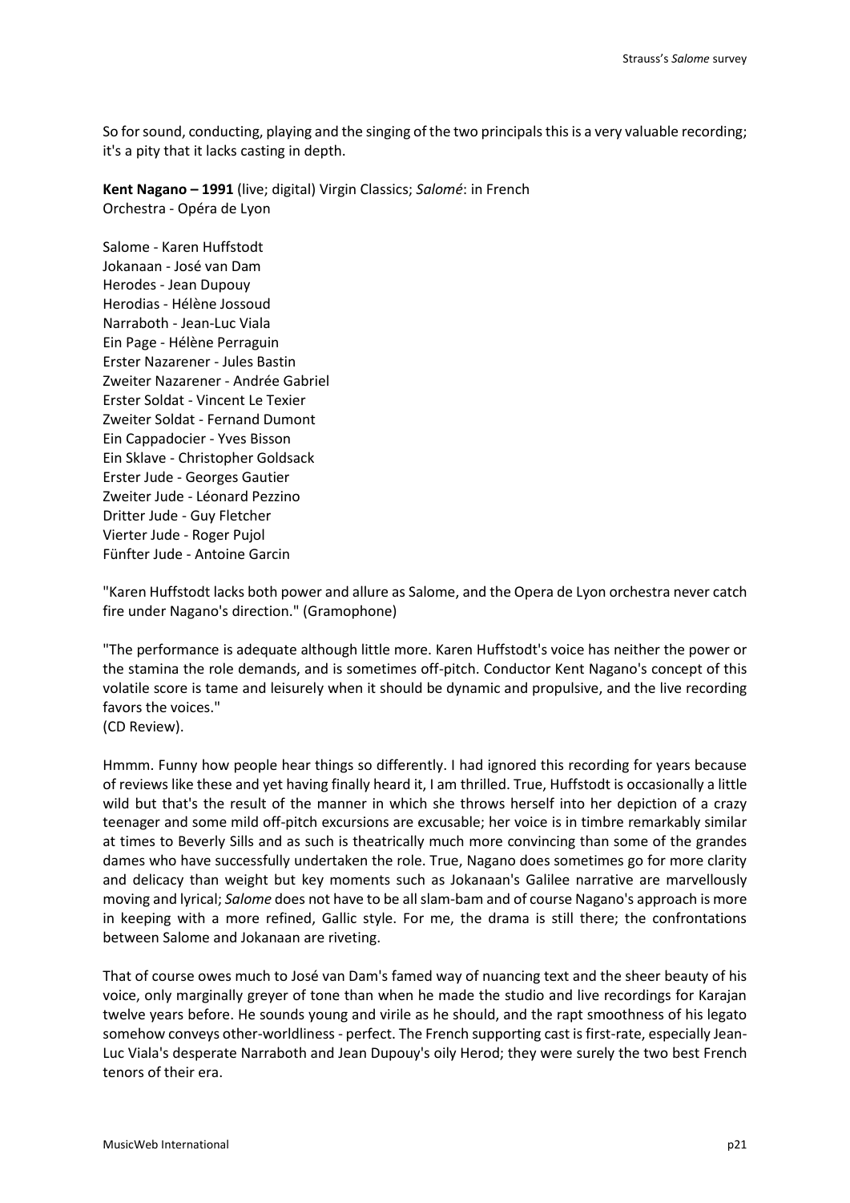So for sound, conducting, playing and the singing of the two principals this is a very valuable recording; it's a pity that it lacks casting in depth.

**Kent Nagano – 1991** (live; digital) Virgin Classics; *Salomé*: in French
Orchestra - Opéra de Lyon

Salome - Karen Huffstodt
Jokanaan - José van Dam
Herodes - Jean Dupouy
Herodias - Hélène Jossoud
Narraboth - Jean-Luc Viala
Ein Page - Hélène Perraguin
Erster Nazarener - Jules Bastin
Zweiter Nazarener - Andrée Gabriel
Erster Soldat - Vincent Le Texier
Zweiter Soldat - Fernand Dumont
Ein Cappadocier - Yves Bisson
Ein Sklave - Christopher Goldsack
Erster Jude - Georges Gautier
Zweiter Jude - Léonard Pezzino
Dritter Jude - Guy Fletcher
Vierter Jude - Roger Pujol
Fünfter Jude - Antoine Garcin

"Karen Huffstodt lacks both power and allure as Salome, and the Opera de Lyon orchestra never catch fire under Nagano's direction." (Gramophone)

"The performance is adequate although little more. Karen Huffstodt's voice has neither the power or the stamina the role demands, and is sometimes off-pitch. Conductor Kent Nagano's concept of this volatile score is tame and leisurely when it should be dynamic and propulsive, and the live recording favors the voices."
(CD Review).

Hmmm. Funny how people hear things so differently. I had ignored this recording for years because of reviews like these and yet having finally heard it, I am thrilled. True, Huffstodt is occasionally a little wild but that's the result of the manner in which she throws herself into her depiction of a crazy teenager and some mild off-pitch excursions are excusable; her voice is in timbre remarkably similar at times to Beverly Sills and as such is theatrically much more convincing than some of the grandes dames who have successfully undertaken the role. True, Nagano does sometimes go for more clarity and delicacy than weight but key moments such as Jokanaan's Galilee narrative are marvellously moving and lyrical; *Salome* does not have to be all slam-bam and of course Nagano's approach is more in keeping with a more refined, Gallic style. For me, the drama is still there; the confrontations between Salome and Jokanaan are riveting.

That of course owes much to José van Dam's famed way of nuancing text and the sheer beauty of his voice, only marginally greyer of tone than when he made the studio and live recordings for Karajan twelve years before. He sounds young and virile as he should, and the rapt smoothness of his legato somehow conveys other-worldliness - perfect. The French supporting cast is first-rate, especially Jean-Luc Viala's desperate Narraboth and Jean Dupouy's oily Herod; they were surely the two best French tenors of their era.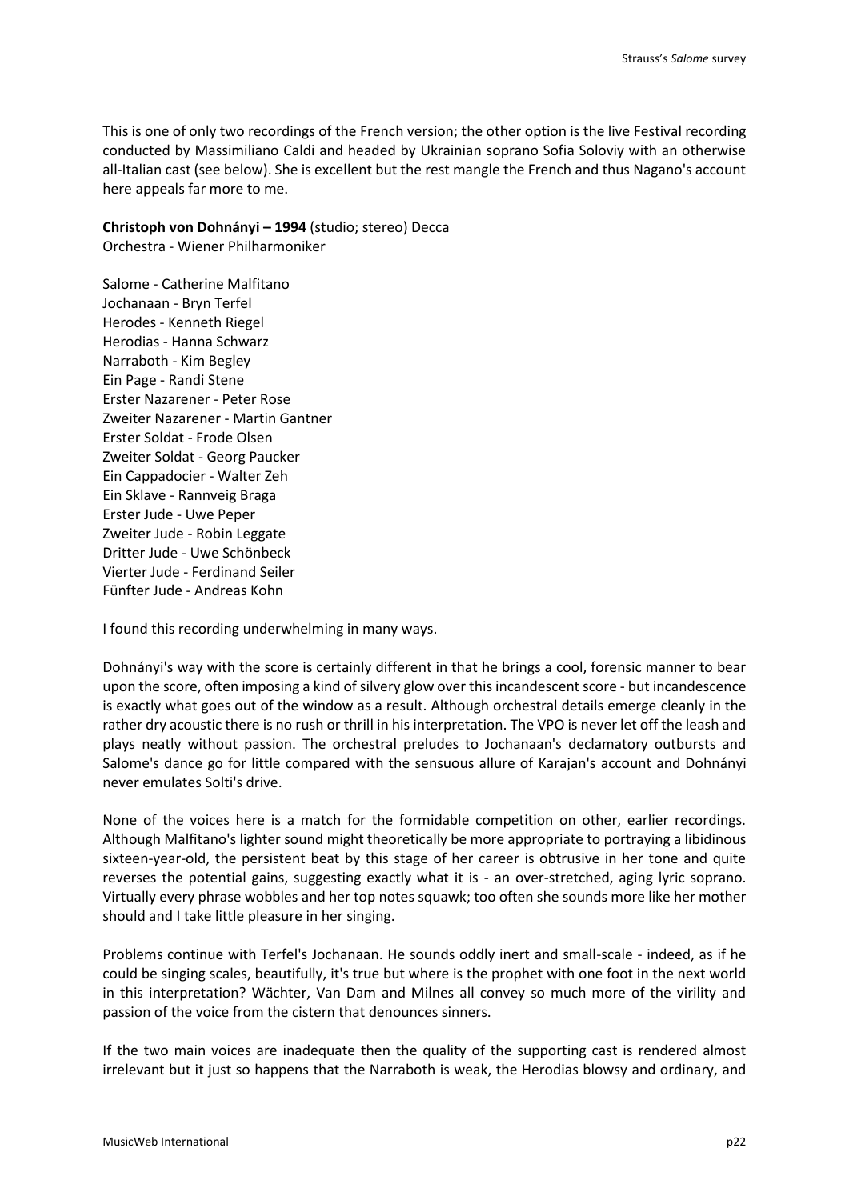This is one of only two recordings of the French version; the other option is the live Festival recording conducted by Massimiliano Caldi and headed by Ukrainian soprano Sofia Soloviy with an otherwise all-Italian cast (see below). She is excellent but the rest mangle the French and thus Nagano's account here appeals far more to me.

**Christoph von Dohnányi – 1994** (studio; stereo) Decca
Orchestra - Wiener Philharmoniker

Salome - Catherine Malfitano
Jochanaan - Bryn Terfel
Herodes - Kenneth Riegel
Herodias - Hanna Schwarz
Narraboth - Kim Begley
Ein Page - Randi Stene
Erster Nazarener - Peter Rose
Zweiter Nazarener - Martin Gantner
Erster Soldat - Frode Olsen
Zweiter Soldat - Georg Paucker
Ein Cappadocier - Walter Zeh
Ein Sklave - Rannveig Braga
Erster Jude - Uwe Peper
Zweiter Jude - Robin Leggate
Dritter Jude - Uwe Schönbeck
Vierter Jude - Ferdinand Seiler
Fünfter Jude - Andreas Kohn

I found this recording underwhelming in many ways.

Dohnányi's way with the score is certainly different in that he brings a cool, forensic manner to bear upon the score, often imposing a kind of silvery glow over this incandescent score - but incandescence is exactly what goes out of the window as a result. Although orchestral details emerge cleanly in the rather dry acoustic there is no rush or thrill in his interpretation. The VPO is never let off the leash and plays neatly without passion. The orchestral preludes to Jochanaan's declamatory outbursts and Salome's dance go for little compared with the sensuous allure of Karajan's account and Dohnányi never emulates Solti's drive.

None of the voices here is a match for the formidable competition on other, earlier recordings. Although Malfitano's lighter sound might theoretically be more appropriate to portraying a libidinous sixteen-year-old, the persistent beat by this stage of her career is obtrusive in her tone and quite reverses the potential gains, suggesting exactly what it is - an over-stretched, aging lyric soprano. Virtually every phrase wobbles and her top notes squawk; too often she sounds more like her mother should and I take little pleasure in her singing.

Problems continue with Terfel's Jochanaan. He sounds oddly inert and small-scale - indeed, as if he could be singing scales, beautifully, it's true but where is the prophet with one foot in the next world in this interpretation? Wächter, Van Dam and Milnes all convey so much more of the virility and passion of the voice from the cistern that denounces sinners.

If the two main voices are inadequate then the quality of the supporting cast is rendered almost irrelevant but it just so happens that the Narraboth is weak, the Herodias blowsy and ordinary, and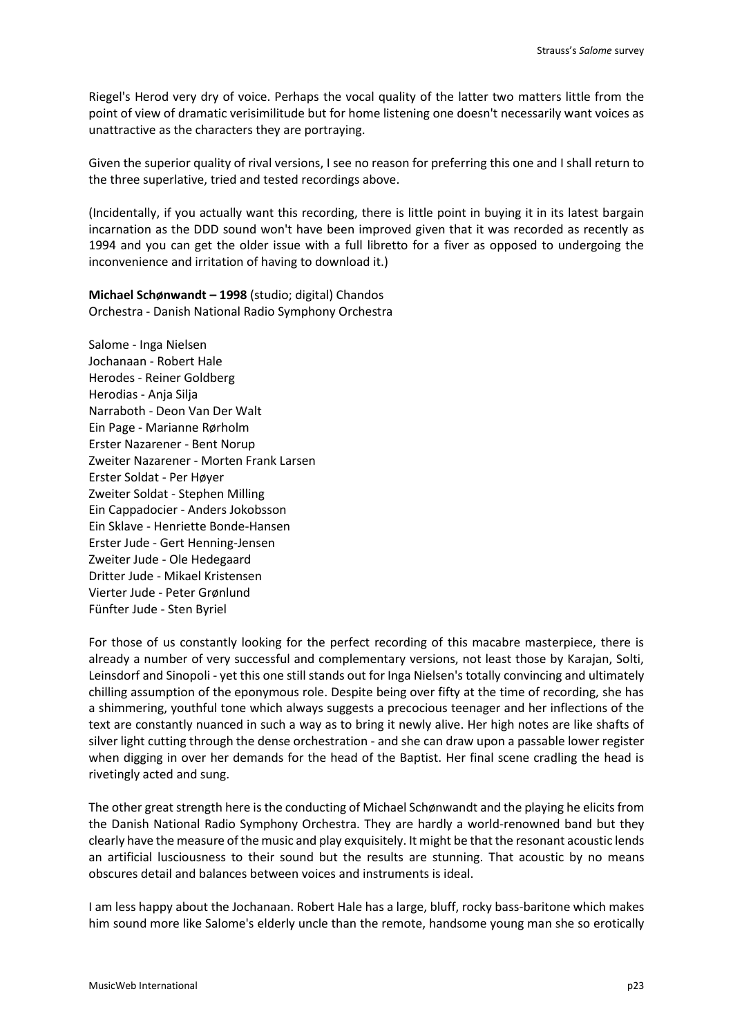Riegel's Herod very dry of voice. Perhaps the vocal quality of the latter two matters little from the point of view of dramatic verisimilitude but for home listening one doesn't necessarily want voices as unattractive as the characters they are portraying.

Given the superior quality of rival versions, I see no reason for preferring this one and I shall return to the three superlative, tried and tested recordings above.

(Incidentally, if you actually want this recording, there is little point in buying it in its latest bargain incarnation as the DDD sound won't have been improved given that it was recorded as recently as 1994 and you can get the older issue with a full libretto for a fiver as opposed to undergoing the inconvenience and irritation of having to download it.)

**Michael Schønwandt – 1998** (studio; digital) Chandos
Orchestra - Danish National Radio Symphony Orchestra

Salome - Inga Nielsen
Jochanaan - Robert Hale
Herodes - Reiner Goldberg
Herodias - Anja Silja
Narraboth - Deon Van Der Walt
Ein Page - Marianne Rørholm
Erster Nazarener - Bent Norup
Zweiter Nazarener - Morten Frank Larsen
Erster Soldat - Per Høyer
Zweiter Soldat - Stephen Milling
Ein Cappadocier - Anders Jokobsson
Ein Sklave - Henriette Bonde-Hansen
Erster Jude - Gert Henning-Jensen
Zweiter Jude - Ole Hedegaard
Dritter Jude - Mikael Kristensen
Vierter Jude - Peter Grønlund
Fünfter Jude - Sten Byriel

For those of us constantly looking for the perfect recording of this macabre masterpiece, there is already a number of very successful and complementary versions, not least those by Karajan, Solti, Leinsdorf and Sinopoli - yet this one still stands out for Inga Nielsen's totally convincing and ultimately chilling assumption of the eponymous role. Despite being over fifty at the time of recording, she has a shimmering, youthful tone which always suggests a precocious teenager and her inflections of the text are constantly nuanced in such a way as to bring it newly alive. Her high notes are like shafts of silver light cutting through the dense orchestration - and she can draw upon a passable lower register when digging in over her demands for the head of the Baptist. Her final scene cradling the head is rivetingly acted and sung.

The other great strength here is the conducting of Michael Schønwandt and the playing he elicits from the Danish National Radio Symphony Orchestra. They are hardly a world-renowned band but they clearly have the measure of the music and play exquisitely. It might be that the resonant acoustic lends an artificial lusciousness to their sound but the results are stunning. That acoustic by no means obscures detail and balances between voices and instruments is ideal.

I am less happy about the Jochanaan. Robert Hale has a large, bluff, rocky bass-baritone which makes him sound more like Salome's elderly uncle than the remote, handsome young man she so erotically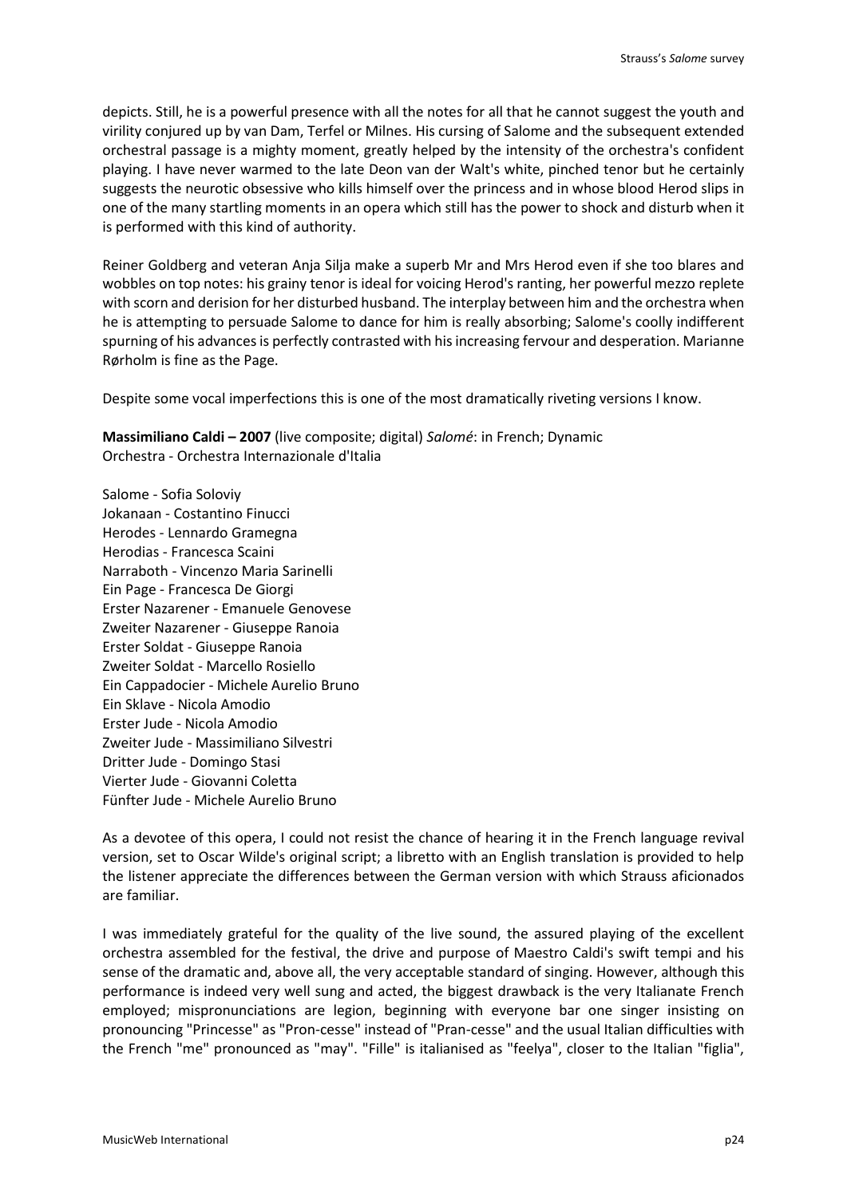depicts. Still, he is a powerful presence with all the notes for all that he cannot suggest the youth and virility conjured up by van Dam, Terfel or Milnes. His cursing of Salome and the subsequent extended orchestral passage is a mighty moment, greatly helped by the intensity of the orchestra's confident playing. I have never warmed to the late Deon van der Walt's white, pinched tenor but he certainly suggests the neurotic obsessive who kills himself over the princess and in whose blood Herod slips in one of the many startling moments in an opera which still has the power to shock and disturb when it is performed with this kind of authority.

Reiner Goldberg and veteran Anja Silja make a superb Mr and Mrs Herod even if she too blares and wobbles on top notes: his grainy tenor is ideal for voicing Herod's ranting, her powerful mezzo replete with scorn and derision for her disturbed husband. The interplay between him and the orchestra when he is attempting to persuade Salome to dance for him is really absorbing; Salome's coolly indifferent spurning of his advances is perfectly contrasted with his increasing fervour and desperation. Marianne Rørholm is fine as the Page.

Despite some vocal imperfections this is one of the most dramatically riveting versions I know.

**Massimiliano Caldi – 2007** (live composite; digital) *Salomé*: in French; Dynamic
Orchestra - Orchestra Internazionale d'Italia

Salome - Sofia Soloviy
Jokanaan - Costantino Finucci
Herodes - Lennardo Gramegna
Herodias - Francesca Scaini
Narraboth - Vincenzo Maria Sarinelli
Ein Page - Francesca De Giorgi
Erster Nazarener - Emanuele Genovese
Zweiter Nazarener - Giuseppe Ranoia
Erster Soldat - Giuseppe Ranoia
Zweiter Soldat - Marcello Rosiello
Ein Cappadocier - Michele Aurelio Bruno
Ein Sklave - Nicola Amodio
Erster Jude - Nicola Amodio
Zweiter Jude - Massimiliano Silvestri
Dritter Jude - Domingo Stasi
Vierter Jude - Giovanni Coletta
Fünfter Jude - Michele Aurelio Bruno

As a devotee of this opera, I could not resist the chance of hearing it in the French language revival version, set to Oscar Wilde's original script; a libretto with an English translation is provided to help the listener appreciate the differences between the German version with which Strauss aficionados are familiar.

I was immediately grateful for the quality of the live sound, the assured playing of the excellent orchestra assembled for the festival, the drive and purpose of Maestro Caldi's swift tempi and his sense of the dramatic and, above all, the very acceptable standard of singing. However, although this performance is indeed very well sung and acted, the biggest drawback is the very Italianate French employed; mispronunciations are legion, beginning with everyone bar one singer insisting on pronouncing "Princesse" as "Pron-cesse" instead of "Pran-cesse" and the usual Italian difficulties with the French "me" pronounced as "may". "Fille" is italianised as "feelya", closer to the Italian "figlia",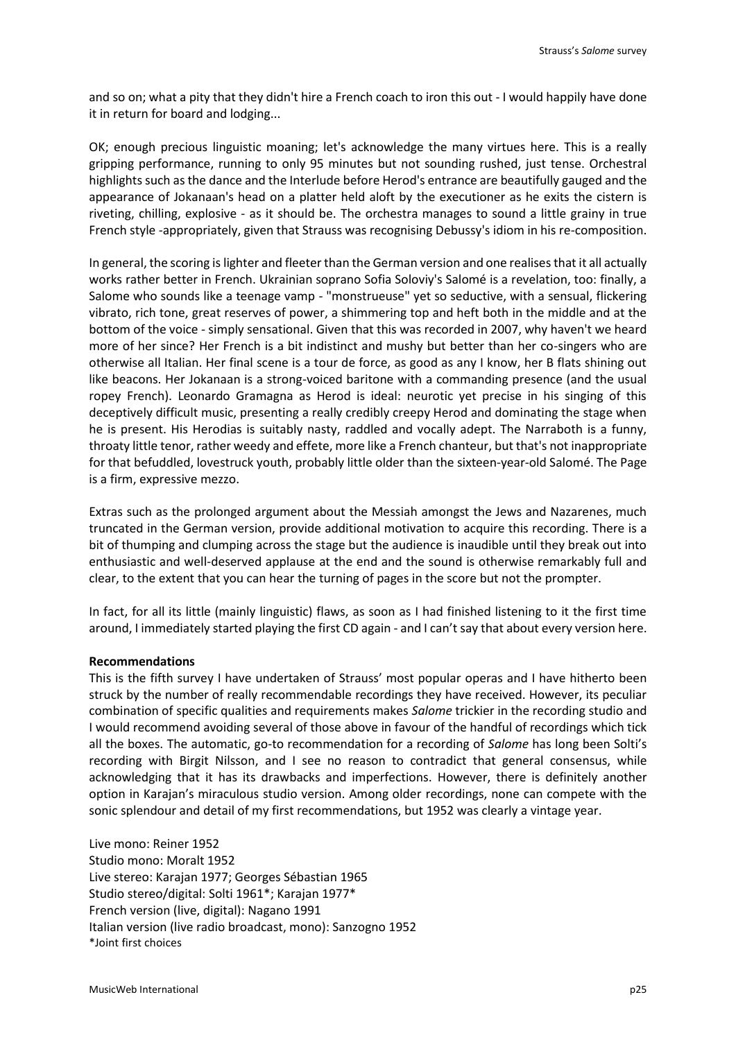and so on; what a pity that they didn't hire a French coach to iron this out - I would happily have done it in return for board and lodging...

OK; enough precious linguistic moaning; let's acknowledge the many virtues here. This is a really gripping performance, running to only 95 minutes but not sounding rushed, just tense. Orchestral highlights such as the dance and the Interlude before Herod's entrance are beautifully gauged and the appearance of Jokanaan's head on a platter held aloft by the executioner as he exits the cistern is riveting, chilling, explosive - as it should be. The orchestra manages to sound a little grainy in true French style -appropriately, given that Strauss was recognising Debussy's idiom in his re-composition.

In general, the scoring is lighter and fleeter than the German version and one realises that it all actually works rather better in French. Ukrainian soprano Sofia Soloviy's Salomé is a revelation, too: finally, a Salome who sounds like a teenage vamp - "monstrueuse" yet so seductive, with a sensual, flickering vibrato, rich tone, great reserves of power, a shimmering top and heft both in the middle and at the bottom of the voice - simply sensational. Given that this was recorded in 2007, why haven't we heard more of her since? Her French is a bit indistinct and mushy but better than her co-singers who are otherwise all Italian. Her final scene is a tour de force, as good as any I know, her B flats shining out like beacons. Her Jokanaan is a strong-voiced baritone with a commanding presence (and the usual ropey French). Leonardo Gramagna as Herod is ideal: neurotic yet precise in his singing of this deceptively difficult music, presenting a really credibly creepy Herod and dominating the stage when he is present. His Herodias is suitably nasty, raddled and vocally adept. The Narraboth is a funny, throaty little tenor, rather weedy and effete, more like a French chanteur, but that's not inappropriate for that befuddled, lovestruck youth, probably little older than the sixteen-year-old Salomé. The Page is a firm, expressive mezzo.

Extras such as the prolonged argument about the Messiah amongst the Jews and Nazarenes, much truncated in the German version, provide additional motivation to acquire this recording. There is a bit of thumping and clumping across the stage but the audience is inaudible until they break out into enthusiastic and well-deserved applause at the end and the sound is otherwise remarkably full and clear, to the extent that you can hear the turning of pages in the score but not the prompter.

In fact, for all its little (mainly linguistic) flaws, as soon as I had finished listening to it the first time around, I immediately started playing the first CD again - and I can't say that about every version here.

**Recommendations**

This is the fifth survey I have undertaken of Strauss' most popular operas and I have hitherto been struck by the number of really recommendable recordings they have received. However, its peculiar combination of specific qualities and requirements makes *Salome* trickier in the recording studio and I would recommend avoiding several of those above in favour of the handful of recordings which tick all the boxes. The automatic, go-to recommendation for a recording of *Salome* has long been Solti's recording with Birgit Nilsson, and I see no reason to contradict that general consensus, while acknowledging that it has its drawbacks and imperfections. However, there is definitely another option in Karajan's miraculous studio version. Among older recordings, none can compete with the sonic splendour and detail of my first recommendations, but 1952 was clearly a vintage year.

Live mono: Reiner 1952
Studio mono: Moralt 1952
Live stereo: Karajan 1977; Georges Sébastian 1965
Studio stereo/digital: Solti 1961*; Karajan 1977*
French version (live, digital): Nagano 1991
Italian version (live radio broadcast, mono): Sanzogno 1952
*Joint first choices